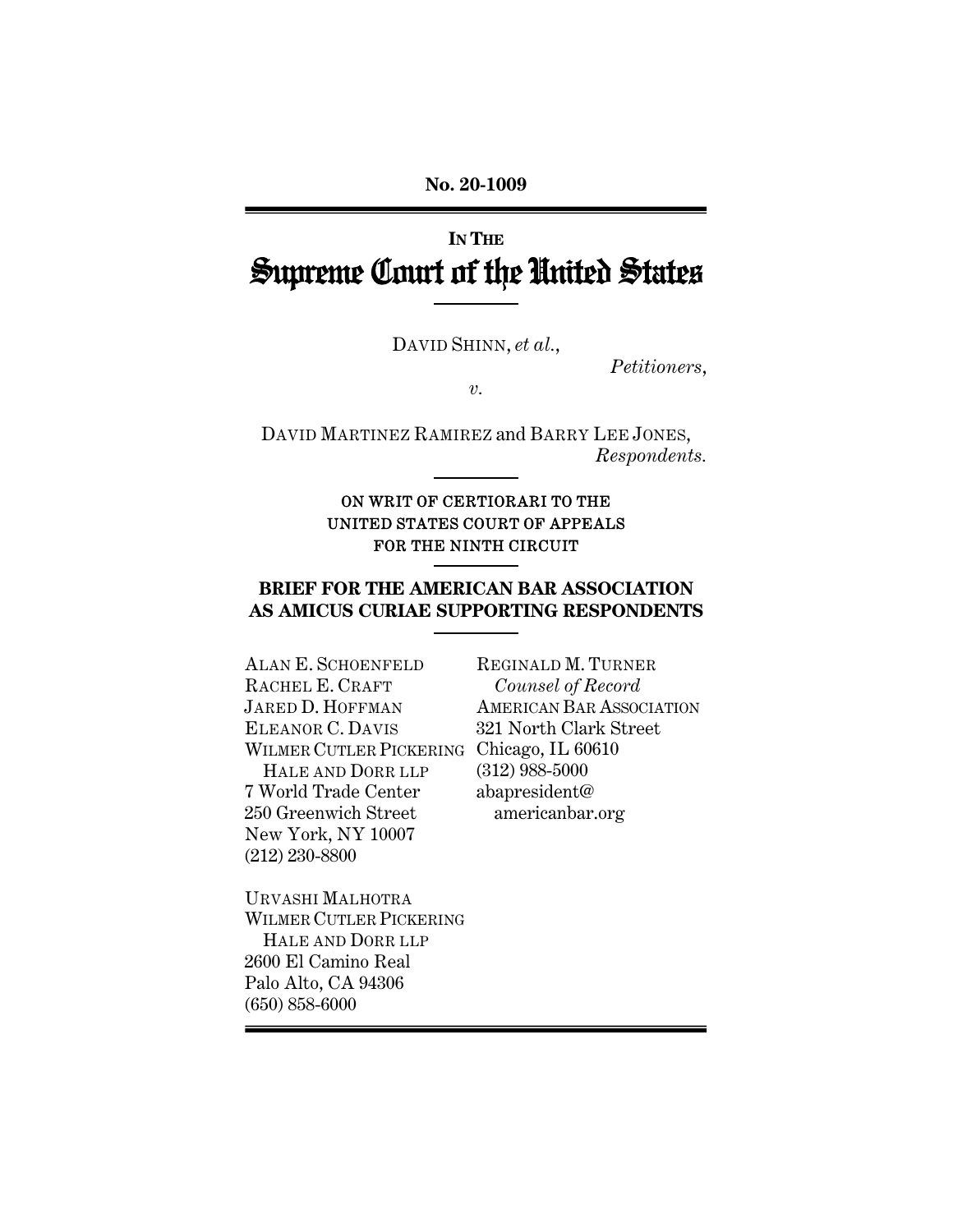**No. 20-1009**

**IN THE**

# Supreme Court of the United States

DAVID SHINN, *et al.*,

*Petitioners*,

*v.*

DAVID MARTINEZ RAMIREZ and BARRY LEE JONES,

*Respondents.*

ON WRIT OF CERTIORARI TO THE UNITED STATES COURT OF APPEALS FOR THE NINTH CIRCUIT

## BRIEF FOR THE AMERICAN BAR ASSOCIATION AS AMICUS CURIAE SUPPORTING RESPONDENTS

ALAN E. SCHOENFELD
RACHEL E. CRAFT
JARED D. HOFFMAN
ELEANOR C. DAVIS
WILMER CUTLER PICKERING HALE AND DORR LLP
7 World Trade Center
250 Greenwich Street
New York, NY 10007
(212) 230-8800

URVASHI MALHOTRA
WILMER CUTLER PICKERING HALE AND DORR LLP
2600 El Camino Real
Palo Alto, CA 94306
(650) 858-6000

REGINALD M. TURNER
*Counsel of Record*
AMERICAN BAR ASSOCIATION
321 North Clark Street
Chicago, IL 60610
(312) 988-5000
abapresident@americanbar.org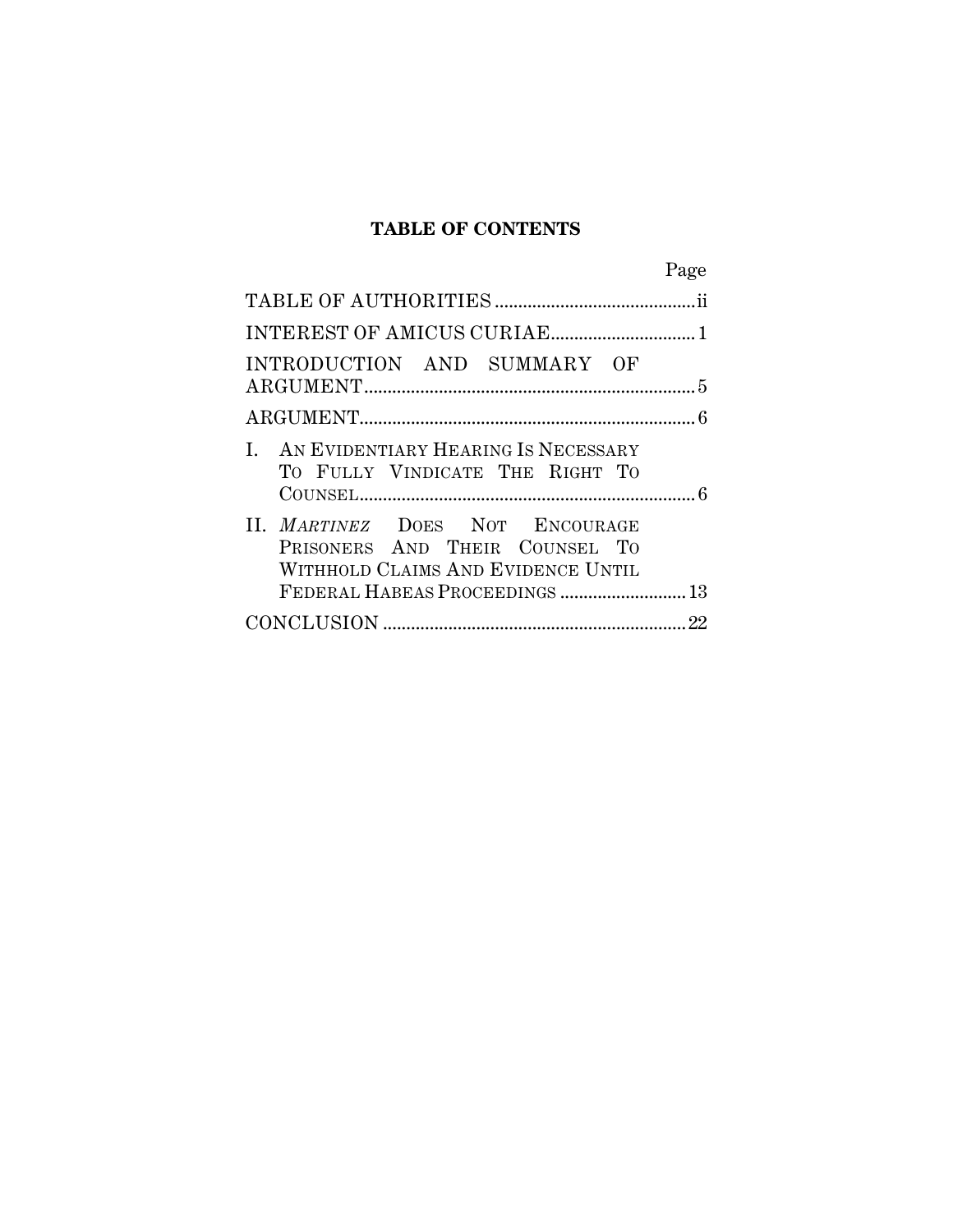# TABLE OF CONTENTS

| | Page |
|---|---|
| TABLE OF AUTHORITIES | ii |
| INTEREST OF AMICUS CURIAE | 1 |
| INTRODUCTION AND SUMMARY OF ARGUMENT | 5 |
| ARGUMENT | 6 |
| I. AN EVIDENTIARY HEARING IS NECESSARY TO FULLY VINDICATE THE RIGHT TO COUNSEL | 6 |
| II. *MARTINEZ* DOES NOT ENCOURAGE PRISONERS AND THEIR COUNSEL TO WITHHOLD CLAIMS AND EVIDENCE UNTIL FEDERAL HABEAS PROCEEDINGS | 13 |
| CONCLUSION | 22 |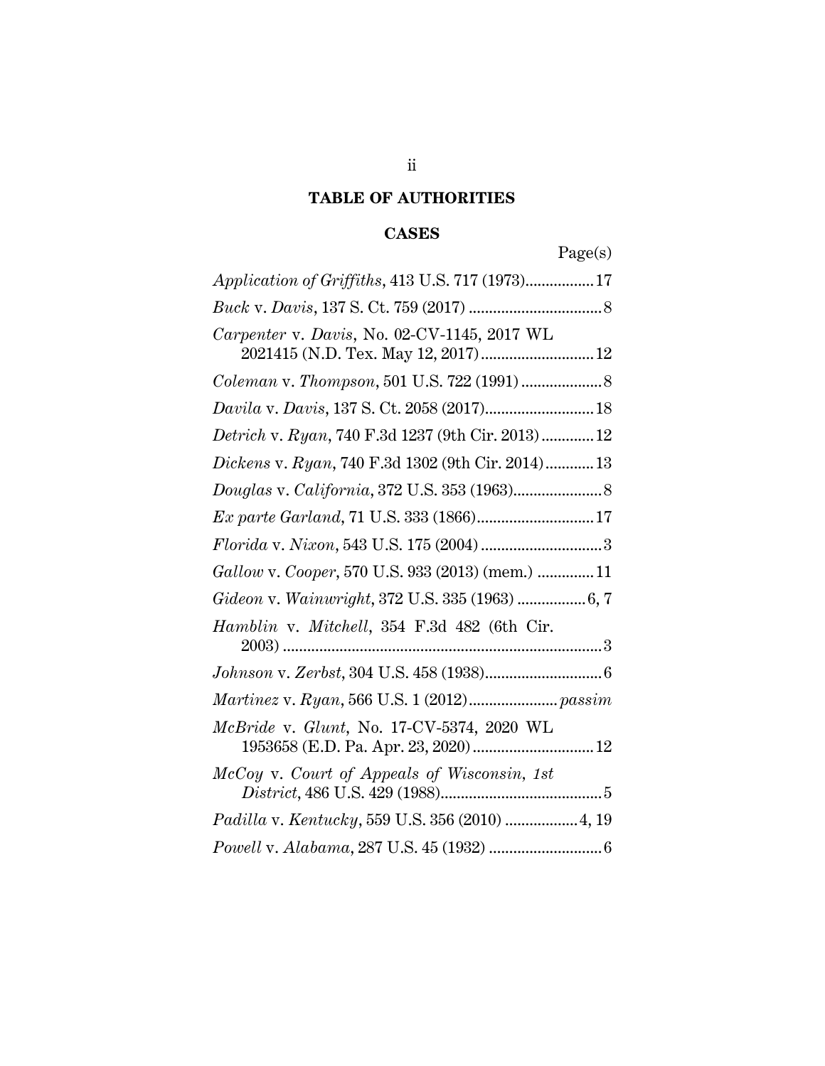# TABLE OF AUTHORITIES

## CASES

Page(s)

*Application of Griffiths*, 413 U.S. 717 (1973)................17

*Buck* v. *Davis*, 137 S. Ct. 759 (2017) ................................8

*Carpenter* v. *Davis*, No. 02-CV-1145, 2017 WL 2021415 (N.D. Tex. May 12, 2017)...........................12

*Coleman* v. *Thompson*, 501 U.S. 722 (1991) ...................8

*Davila* v. *Davis*, 137 S. Ct. 2058 (2017)..........................18

*Detrich* v. *Ryan*, 740 F.3d 1237 (9th Cir. 2013)............12

*Dickens* v. *Ryan*, 740 F.3d 1302 (9th Cir. 2014)...........13

*Douglas* v. *California*, 372 U.S. 353 (1963).....................8

*Ex parte Garland*, 71 U.S. 333 (1866)............................17

*Florida* v. *Nixon*, 543 U.S. 175 (2004) .............................3

*Gallow* v. *Cooper*, 570 U.S. 933 (2013) (mem.) .............11

*Gideon* v. *Wainwright*, 372 U.S. 335 (1963) ................6, 7

*Hamblin* v. *Mitchell*, 354 F.3d 482 (6th Cir. 2003) ..............................................................................3

*Johnson* v. *Zerbst*, 304 U.S. 458 (1938)............................6

*Martinez* v. *Ryan*, 566 U.S. 1 (2012)..................... *passim*

*McBride* v. *Glunt*, No. 17-CV-5374, 2020 WL 1953658 (E.D. Pa. Apr. 23, 2020).............................12

*McCoy* v. *Court of Appeals of Wisconsin, 1st District*, 486 U.S. 429 (1988).......................................5

*Padilla* v. *Kentucky*, 559 U.S. 356 (2010) .................4, 19

*Powell* v. *Alabama*, 287 U.S. 45 (1932) ...........................6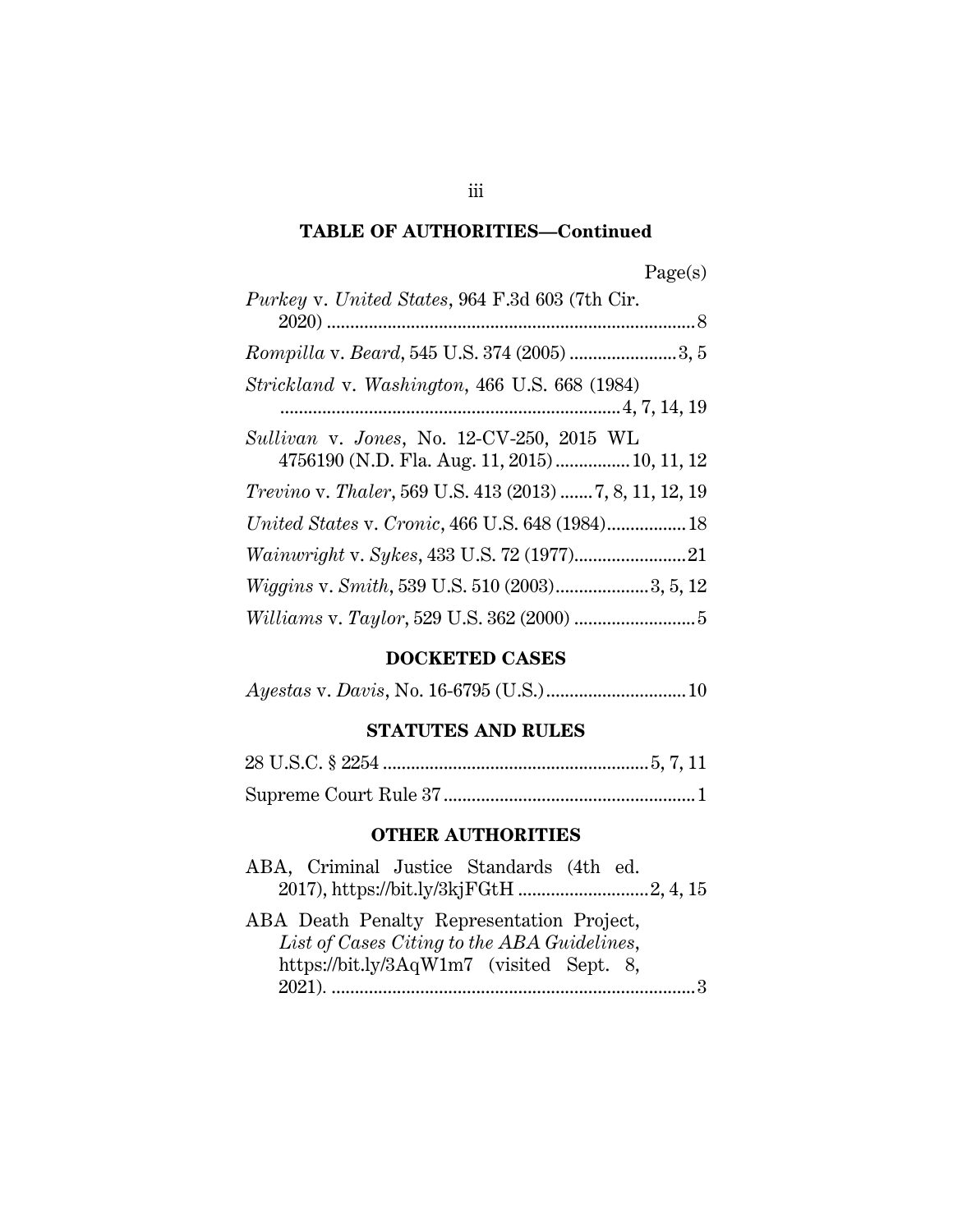## TABLE OF AUTHORITIES—Continued

Page(s)

*Purkey* v. *United States*, 964 F.3d 603 (7th Cir. 2020) ............................................................................ 8

*Rompilla* v. *Beard*, 545 U.S. 374 (2005) ....................... 3, 5

*Strickland* v. *Washington*, 466 U.S. 668 (1984) ......................................................................... 4, 7, 14, 19

*Sullivan* v. *Jones*, No. 12-CV-250, 2015 WL 4756190 (N.D. Fla. Aug. 11, 2015) ................ 10, 11, 12

*Trevino* v. *Thaler*, 569 U.S. 413 (2013) ....... 7, 8, 11, 12, 19

*United States* v. *Cronic*, 466 U.S. 648 (1984)................. 18

*Wainwright* v. *Sykes*, 433 U.S. 72 (1977)........................ 21

*Wiggins* v. *Smith*, 539 U.S. 510 (2003).................... 3, 5, 12

*Williams* v. *Taylor*, 529 U.S. 362 (2000) .......................... 5

### DOCKETED CASES

*Ayestas* v. *Davis*, No. 16-6795 (U.S.).............................. 10

### STATUTES AND RULES

28 U.S.C. § 2254 ......................................................... 5, 7, 11

Supreme Court Rule 37 ...................................................... 1

### OTHER AUTHORITIES

ABA, Criminal Justice Standards (4th ed. 2017), https://bit.ly/3kjFGtH ............................ 2, 4, 15

ABA Death Penalty Representation Project, *List of Cases Citing to the ABA Guidelines*, https://bit.ly/3AqW1m7 (visited Sept. 8, 2021). ............................................................................ 3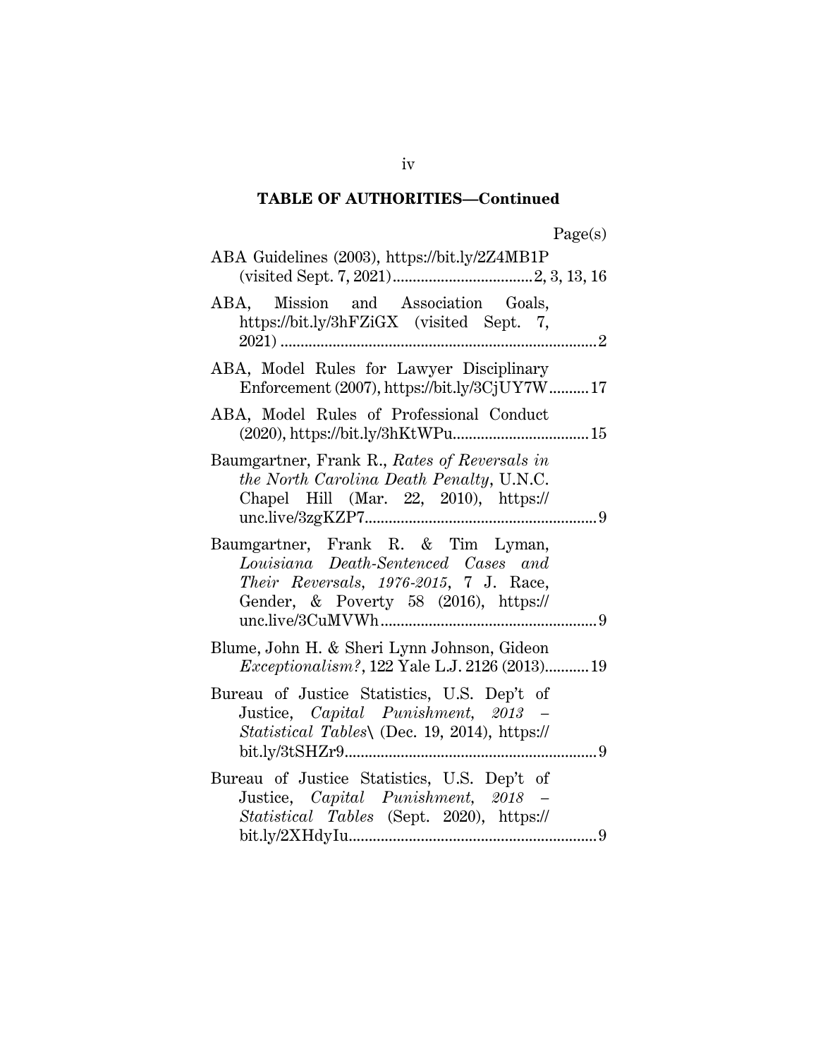**TABLE OF AUTHORITIES—Continued**

Page(s)

ABA Guidelines (2003), https://bit.ly/2Z4MB1P (visited Sept. 7, 2021) .......... 2, 3, 13, 16

ABA, Mission and Association Goals, https://bit.ly/3hFZiGX (visited Sept. 7, 2021) .......... 2

ABA, Model Rules for Lawyer Disciplinary Enforcement (2007), https://bit.ly/3CjUY7W .......... 17

ABA, Model Rules of Professional Conduct (2020), https://bit.ly/3hKtWPu .......... 15

Baumgartner, Frank R., *Rates of Reversals in the North Carolina Death Penalty*, U.N.C. Chapel Hill (Mar. 22, 2010), https://unc.live/3zgKZP7 .......... 9

Baumgartner, Frank R. & Tim Lyman, *Louisiana Death-Sentenced Cases and Their Reversals, 1976-2015*, 7 J. Race, Gender, & Poverty 58 (2016), https://unc.live/3CuMVWh .......... 9

Blume, John H. & Sheri Lynn Johnson, Gideon *Exceptionalism?*, 122 Yale L.J. 2126 (2013) .......... 19

Bureau of Justice Statistics, U.S. Dep't of Justice, *Capital Punishment, 2013 – Statistical Tables*\ (Dec. 19, 2014), https://bit.ly/3tSHZr9 .......... 9

Bureau of Justice Statistics, U.S. Dep't of Justice, *Capital Punishment, 2018 – Statistical Tables* (Sept. 2020), https://bit.ly/2XHdyIu .......... 9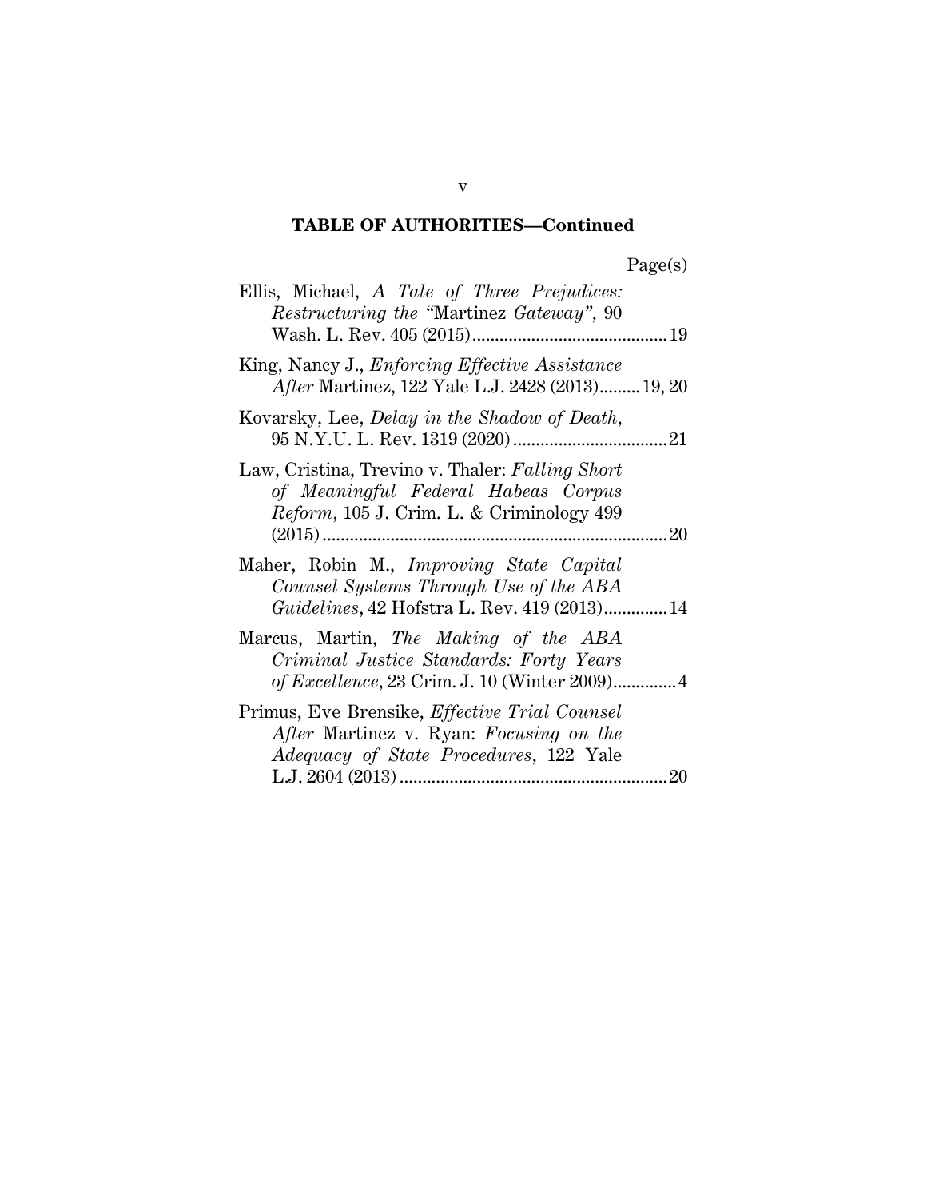**TABLE OF AUTHORITIES—Continued**

Page(s)

Ellis, Michael, *A Tale of Three Prejudices: Restructuring the "*Martinez *Gateway"*, 90 Wash. L. Rev. 405 (2015) .......... 19

King, Nancy J., *Enforcing Effective Assistance After* Martinez, 122 Yale L.J. 2428 (2013) .......... 19, 20

Kovarsky, Lee, *Delay in the Shadow of Death*, 95 N.Y.U. L. Rev. 1319 (2020) .......... 21

Law, Cristina, Trevino v. Thaler: *Falling Short of Meaningful Federal Habeas Corpus Reform*, 105 J. Crim. L. & Criminology 499 (2015) .......... 20

Maher, Robin M., *Improving State Capital Counsel Systems Through Use of the ABA Guidelines*, 42 Hofstra L. Rev. 419 (2013) .......... 14

Marcus, Martin, *The Making of the ABA Criminal Justice Standards: Forty Years of Excellence*, 23 Crim. J. 10 (Winter 2009) .......... 4

Primus, Eve Brensike, *Effective Trial Counsel After* Martinez v. Ryan: *Focusing on the Adequacy of State Procedures*, 122 Yale L.J. 2604 (2013) .......... 20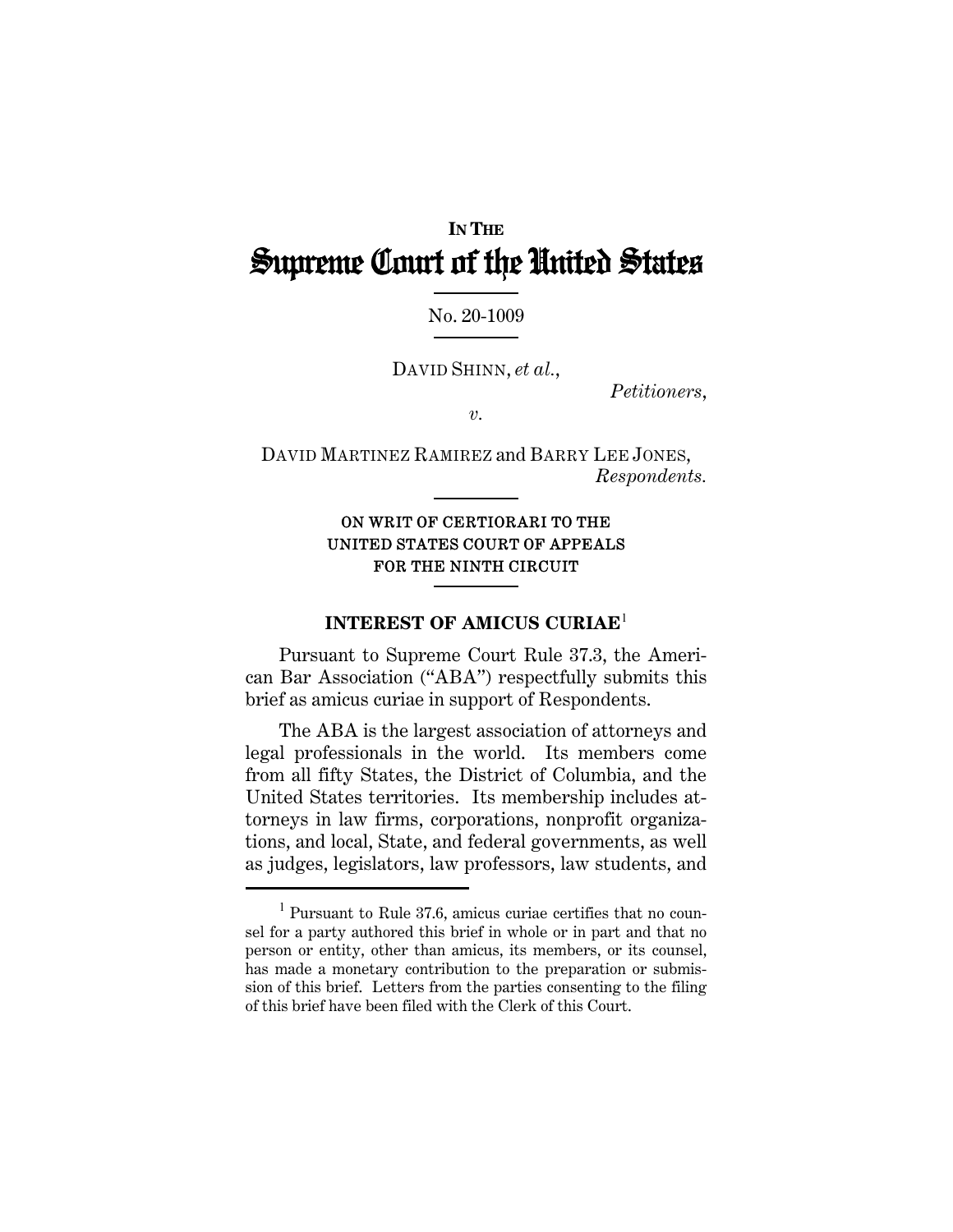**IN THE**

# Supreme Court of the United States

No. 20-1009

DAVID SHINN, *et al.*,

*Petitioners*,

*v.*

DAVID MARTINEZ RAMIREZ and BARRY LEE JONES,

*Respondents.*

ON WRIT OF CERTIORARI TO THE UNITED STATES COURT OF APPEALS FOR THE NINTH CIRCUIT

## INTEREST OF AMICUS CURIAE[1]

Pursuant to Supreme Court Rule 37.3, the American Bar Association ("ABA") respectfully submits this brief as amicus curiae in support of Respondents.

The ABA is the largest association of attorneys and legal professionals in the world. Its members come from all fifty States, the District of Columbia, and the United States territories. Its membership includes attorneys in law firms, corporations, nonprofit organizations, and local, State, and federal governments, as well as judges, legislators, law professors, law students, and

[1] Pursuant to Rule 37.6, amicus curiae certifies that no counsel for a party authored this brief in whole or in part and that no person or entity, other than amicus, its members, or its counsel, has made a monetary contribution to the preparation or submission of this brief. Letters from the parties consenting to the filing of this brief have been filed with the Clerk of this Court.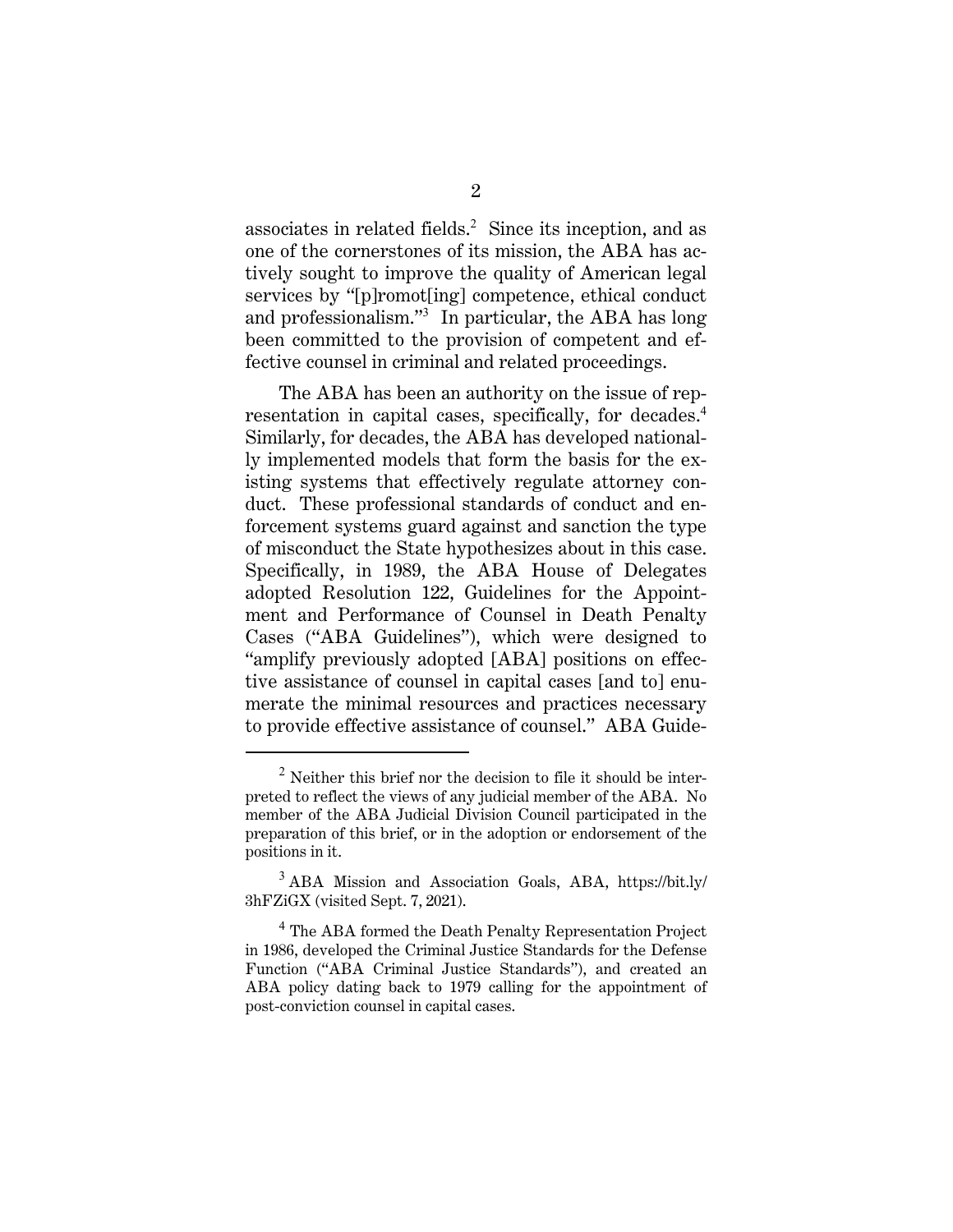associates in related fields.[2] Since its inception, and as one of the cornerstones of its mission, the ABA has actively sought to improve the quality of American legal services by "[p]romot[ing] competence, ethical conduct and professionalism."[3] In particular, the ABA has long been committed to the provision of competent and effective counsel in criminal and related proceedings.

The ABA has been an authority on the issue of representation in capital cases, specifically, for decades.[4] Similarly, for decades, the ABA has developed nationally implemented models that form the basis for the existing systems that effectively regulate attorney conduct. These professional standards of conduct and enforcement systems guard against and sanction the type of misconduct the State hypothesizes about in this case. Specifically, in 1989, the ABA House of Delegates adopted Resolution 122, Guidelines for the Appointment and Performance of Counsel in Death Penalty Cases ("ABA Guidelines"), which were designed to "amplify previously adopted [ABA] positions on effective assistance of counsel in capital cases [and to] enumerate the minimal resources and practices necessary to provide effective assistance of counsel." ABA Guide-

---

[2] Neither this brief nor the decision to file it should be interpreted to reflect the views of any judicial member of the ABA. No member of the ABA Judicial Division Council participated in the preparation of this brief, or in the adoption or endorsement of the positions in it.

[3] ABA Mission and Association Goals, ABA, https://bit.ly/3hFZiGX (visited Sept. 7, 2021).

[4] The ABA formed the Death Penalty Representation Project in 1986, developed the Criminal Justice Standards for the Defense Function ("ABA Criminal Justice Standards"), and created an ABA policy dating back to 1979 calling for the appointment of post-conviction counsel in capital cases.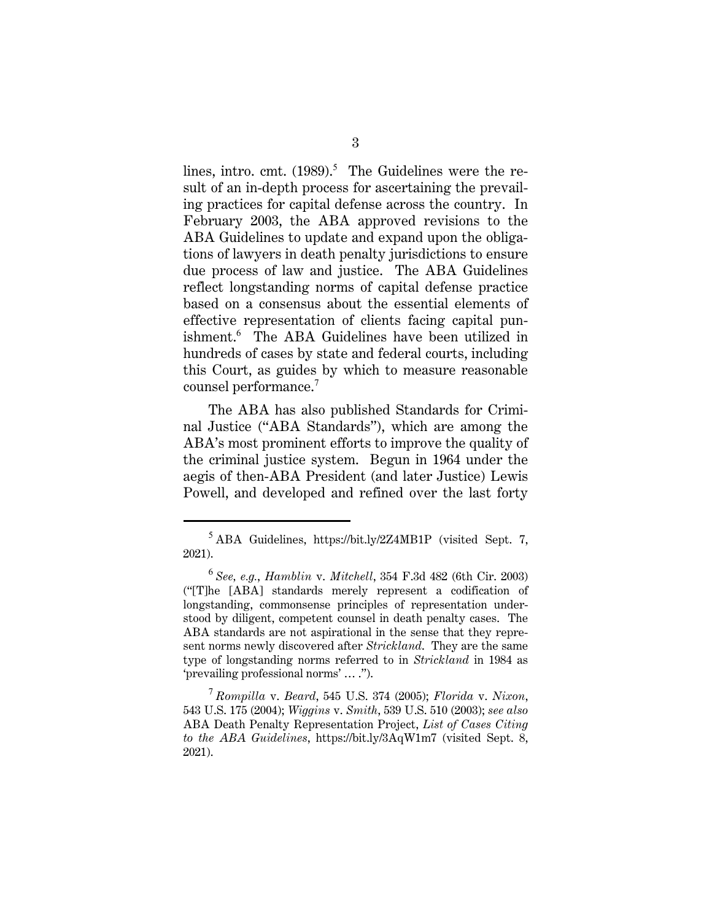lines, intro. cmt. (1989).[5] The Guidelines were the result of an in-depth process for ascertaining the prevailing practices for capital defense across the country. In February 2003, the ABA approved revisions to the ABA Guidelines to update and expand upon the obligations of lawyers in death penalty jurisdictions to ensure due process of law and justice. The ABA Guidelines reflect longstanding norms of capital defense practice based on a consensus about the essential elements of effective representation of clients facing capital punishment.[6] The ABA Guidelines have been utilized in hundreds of cases by state and federal courts, including this Court, as guides by which to measure reasonable counsel performance.[7]

The ABA has also published Standards for Criminal Justice ("ABA Standards"), which are among the ABA's most prominent efforts to improve the quality of the criminal justice system. Begun in 1964 under the aegis of then-ABA President (and later Justice) Lewis Powell, and developed and refined over the last forty

---

[5] ABA Guidelines, https://bit.ly/2Z4MB1P (visited Sept. 7, 2021).

[6] *See, e.g.*, *Hamblin* v. *Mitchell*, 354 F.3d 482 (6th Cir. 2003) ("[T]he [ABA] standards merely represent a codification of longstanding, commonsense principles of representation understood by diligent, competent counsel in death penalty cases. The ABA standards are not aspirational in the sense that they represent norms newly discovered after *Strickland*. They are the same type of longstanding norms referred to in *Strickland* in 1984 as 'prevailing professional norms' … .").

[7] *Rompilla* v. *Beard*, 545 U.S. 374 (2005); *Florida* v. *Nixon*, 543 U.S. 175 (2004); *Wiggins* v. *Smith*, 539 U.S. 510 (2003); *see also* ABA Death Penalty Representation Project, *List of Cases Citing to the ABA Guidelines*, https://bit.ly/3AqW1m7 (visited Sept. 8, 2021).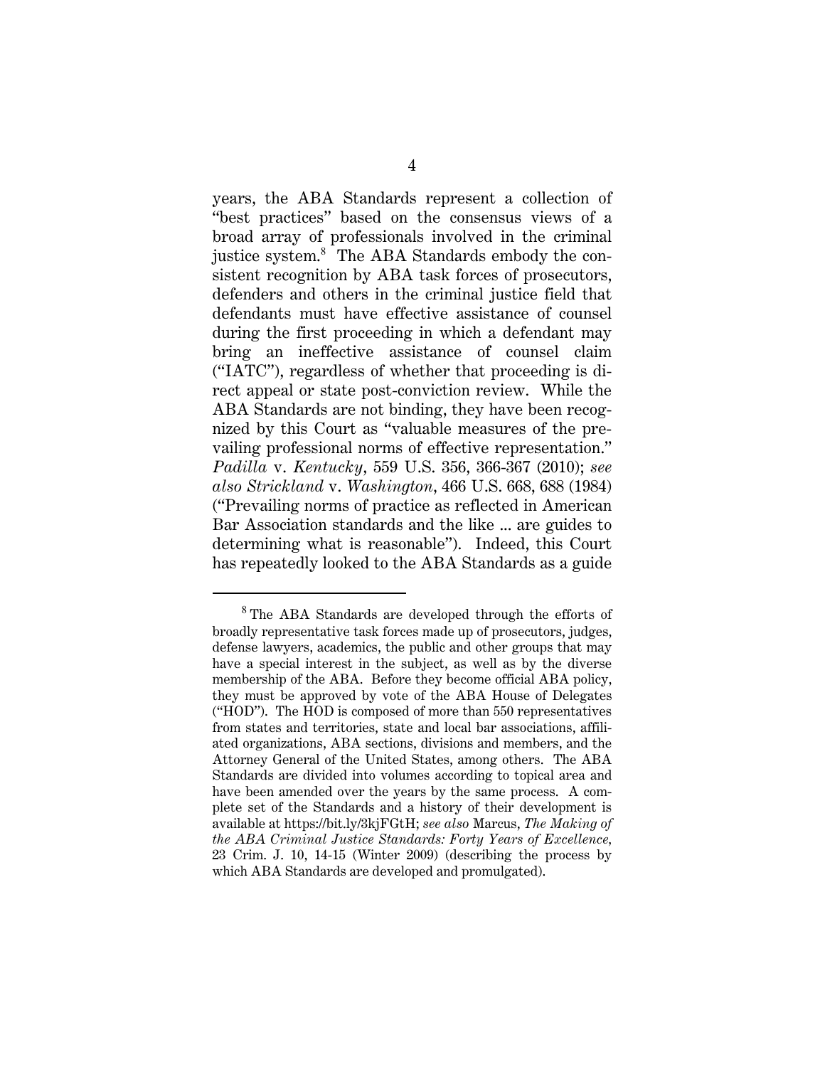years, the ABA Standards represent a collection of "best practices" based on the consensus views of a broad array of professionals involved in the criminal justice system.[8] The ABA Standards embody the consistent recognition by ABA task forces of prosecutors, defenders and others in the criminal justice field that defendants must have effective assistance of counsel during the first proceeding in which a defendant may bring an ineffective assistance of counsel claim ("IATC"), regardless of whether that proceeding is direct appeal or state post-conviction review. While the ABA Standards are not binding, they have been recognized by this Court as "valuable measures of the prevailing professional norms of effective representation." *Padilla* v. *Kentucky*, 559 U.S. 356, 366-367 (2010); *see also Strickland* v. *Washington*, 466 U.S. 668, 688 (1984) ("Prevailing norms of practice as reflected in American Bar Association standards and the like ... are guides to determining what is reasonable"). Indeed, this Court has repeatedly looked to the ABA Standards as a guide

---

[8] The ABA Standards are developed through the efforts of broadly representative task forces made up of prosecutors, judges, defense lawyers, academics, the public and other groups that may have a special interest in the subject, as well as by the diverse membership of the ABA. Before they become official ABA policy, they must be approved by vote of the ABA House of Delegates ("HOD"). The HOD is composed of more than 550 representatives from states and territories, state and local bar associations, affiliated organizations, ABA sections, divisions and members, and the Attorney General of the United States, among others. The ABA Standards are divided into volumes according to topical area and have been amended over the years by the same process. A complete set of the Standards and a history of their development is available at https://bit.ly/3kjFGtH; *see also* Marcus, *The Making of the ABA Criminal Justice Standards: Forty Years of Excellence*, 23 Crim. J. 10, 14-15 (Winter 2009) (describing the process by which ABA Standards are developed and promulgated).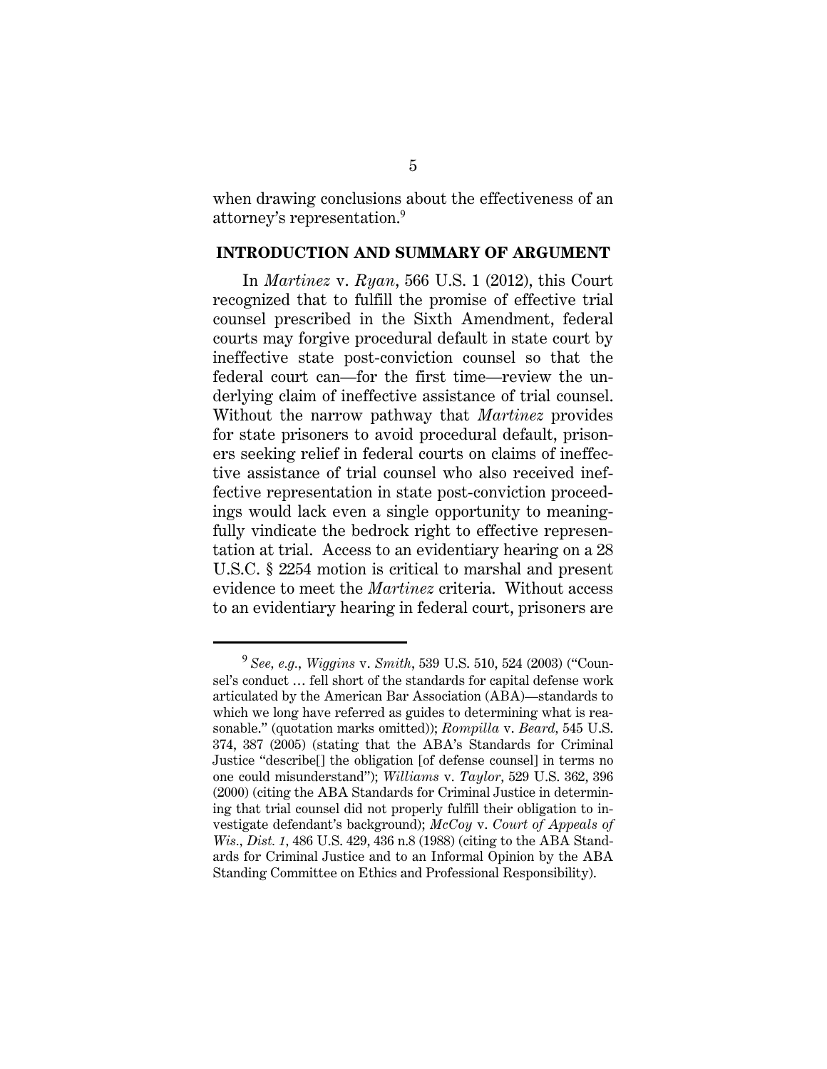when drawing conclusions about the effectiveness of an attorney's representation.[9]

## INTRODUCTION AND SUMMARY OF ARGUMENT

In *Martinez* v. *Ryan*, 566 U.S. 1 (2012), this Court recognized that to fulfill the promise of effective trial counsel prescribed in the Sixth Amendment, federal courts may forgive procedural default in state court by ineffective state post-conviction counsel so that the federal court can—for the first time—review the underlying claim of ineffective assistance of trial counsel. Without the narrow pathway that *Martinez* provides for state prisoners to avoid procedural default, prisoners seeking relief in federal courts on claims of ineffective assistance of trial counsel who also received ineffective representation in state post-conviction proceedings would lack even a single opportunity to meaningfully vindicate the bedrock right to effective representation at trial. Access to an evidentiary hearing on a 28 U.S.C. § 2254 motion is critical to marshal and present evidence to meet the *Martinez* criteria. Without access to an evidentiary hearing in federal court, prisoners are

---

[9] *See, e.g.*, *Wiggins* v. *Smith*, 539 U.S. 510, 524 (2003) ("Counsel's conduct … fell short of the standards for capital defense work articulated by the American Bar Association (ABA)—standards to which we long have referred as guides to determining what is reasonable." (quotation marks omitted)); *Rompilla* v. *Beard*, 545 U.S. 374, 387 (2005) (stating that the ABA's Standards for Criminal Justice "describe[] the obligation [of defense counsel] in terms no one could misunderstand"); *Williams* v. *Taylor*, 529 U.S. 362, 396 (2000) (citing the ABA Standards for Criminal Justice in determining that trial counsel did not properly fulfill their obligation to investigate defendant's background); *McCoy* v. *Court of Appeals of Wis.*, *Dist. 1*, 486 U.S. 429, 436 n.8 (1988) (citing to the ABA Standards for Criminal Justice and to an Informal Opinion by the ABA Standing Committee on Ethics and Professional Responsibility).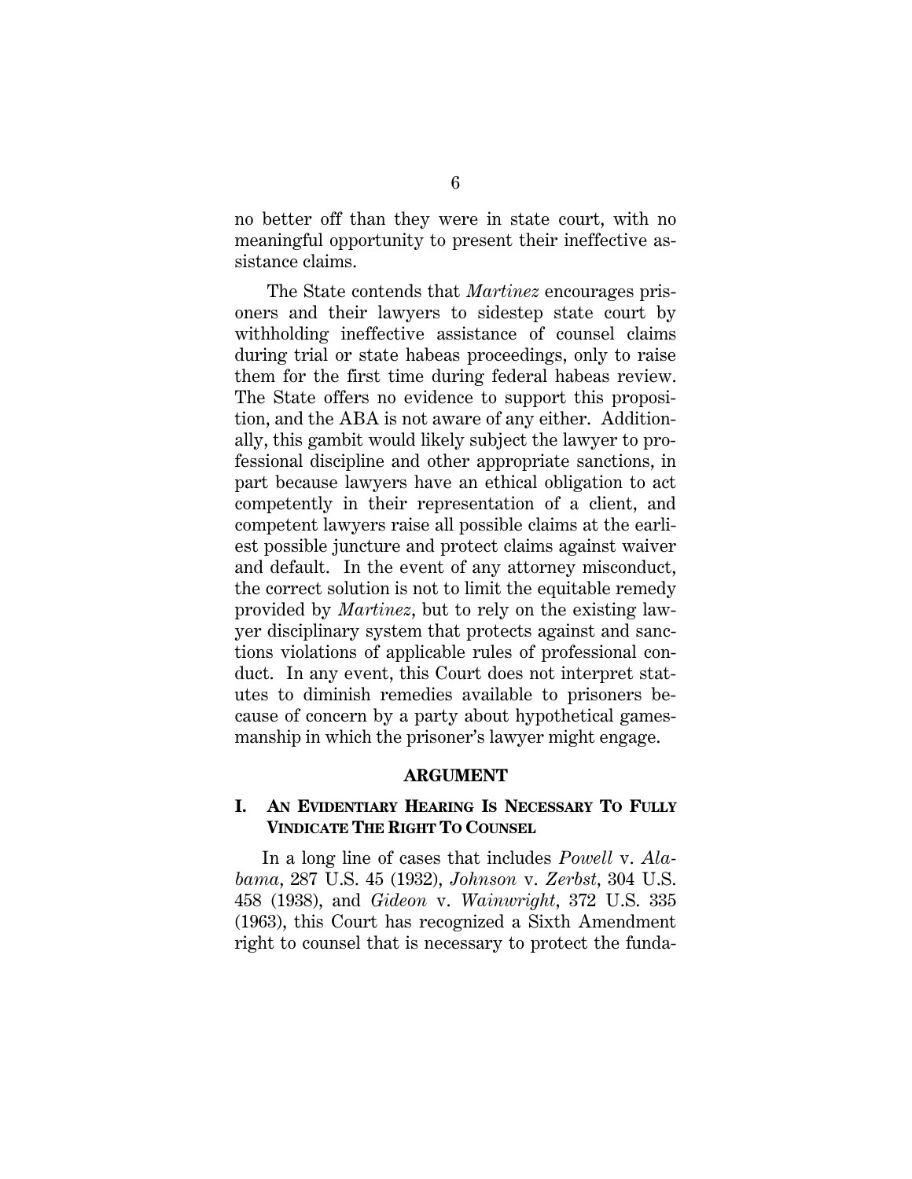no better off than they were in state court, with no meaningful opportunity to present their ineffective assistance claims.

The State contends that *Martinez* encourages prisoners and their lawyers to sidestep state court by withholding ineffective assistance of counsel claims during trial or state habeas proceedings, only to raise them for the first time during federal habeas review. The State offers no evidence to support this proposition, and the ABA is not aware of any either. Additionally, this gambit would likely subject the lawyer to professional discipline and other appropriate sanctions, in part because lawyers have an ethical obligation to act competently in their representation of a client, and competent lawyers raise all possible claims at the earliest possible juncture and protect claims against waiver and default. In the event of any attorney misconduct, the correct solution is not to limit the equitable remedy provided by *Martinez*, but to rely on the existing lawyer disciplinary system that protects against and sanctions violations of applicable rules of professional conduct. In any event, this Court does not interpret statutes to diminish remedies available to prisoners because of concern by a party about hypothetical gamesmanship in which the prisoner's lawyer might engage.

## ARGUMENT

### I. AN EVIDENTIARY HEARING IS NECESSARY TO FULLY VINDICATE THE RIGHT TO COUNSEL

In a long line of cases that includes *Powell* v. *Alabama*, 287 U.S. 45 (1932), *Johnson* v. *Zerbst*, 304 U.S. 458 (1938), and *Gideon* v. *Wainwright*, 372 U.S. 335 (1963), this Court has recognized a Sixth Amendment right to counsel that is necessary to protect the funda-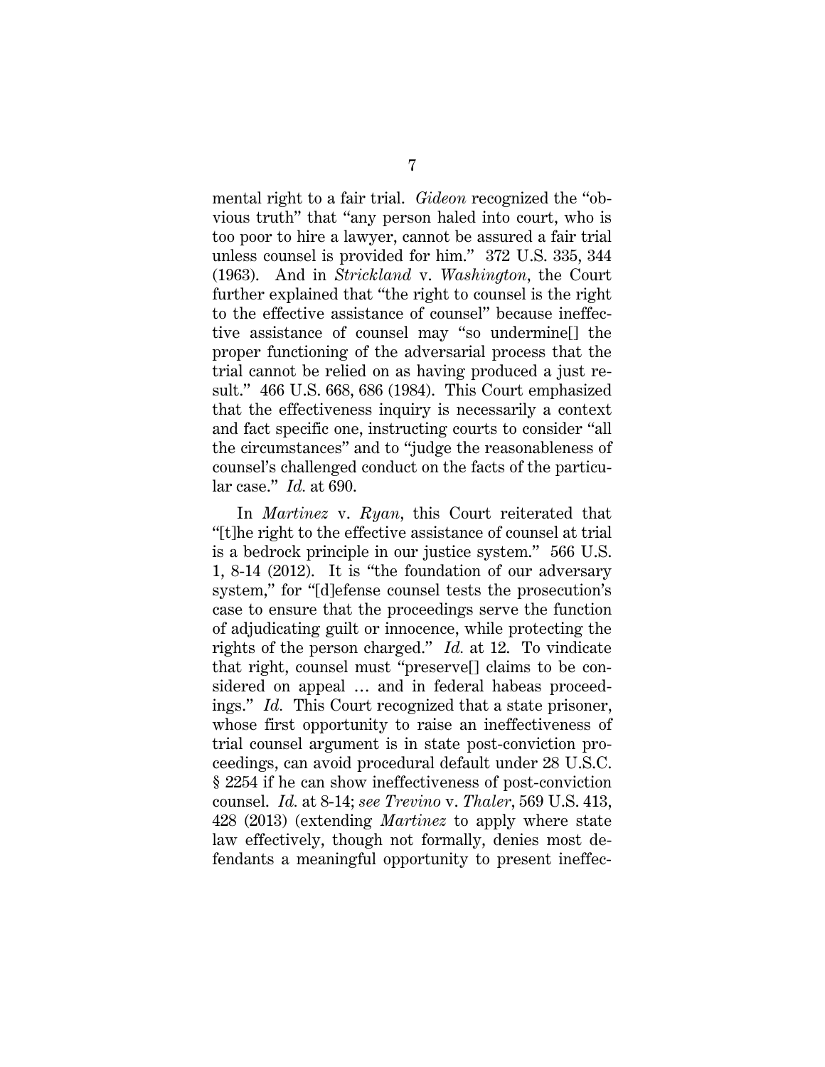mental right to a fair trial. *Gideon* recognized the "obvious truth" that "any person haled into court, who is too poor to hire a lawyer, cannot be assured a fair trial unless counsel is provided for him." 372 U.S. 335, 344 (1963). And in *Strickland* v. *Washington*, the Court further explained that "the right to counsel is the right to the effective assistance of counsel" because ineffective assistance of counsel may "so undermine[] the proper functioning of the adversarial process that the trial cannot be relied on as having produced a just result." 466 U.S. 668, 686 (1984). This Court emphasized that the effectiveness inquiry is necessarily a context and fact specific one, instructing courts to consider "all the circumstances" and to "judge the reasonableness of counsel's challenged conduct on the facts of the particular case." *Id.* at 690.

In *Martinez* v. *Ryan*, this Court reiterated that "[t]he right to the effective assistance of counsel at trial is a bedrock principle in our justice system." 566 U.S. 1, 8-14 (2012). It is "the foundation of our adversary system," for "[d]efense counsel tests the prosecution's case to ensure that the proceedings serve the function of adjudicating guilt or innocence, while protecting the rights of the person charged." *Id.* at 12. To vindicate that right, counsel must "preserve[] claims to be considered on appeal … and in federal habeas proceedings." *Id.* This Court recognized that a state prisoner, whose first opportunity to raise an ineffectiveness of trial counsel argument is in state post-conviction proceedings, can avoid procedural default under 28 U.S.C. § 2254 if he can show ineffectiveness of post-conviction counsel. *Id.* at 8-14; *see Trevino* v. *Thaler*, 569 U.S. 413, 428 (2013) (extending *Martinez* to apply where state law effectively, though not formally, denies most defendants a meaningful opportunity to present ineffec-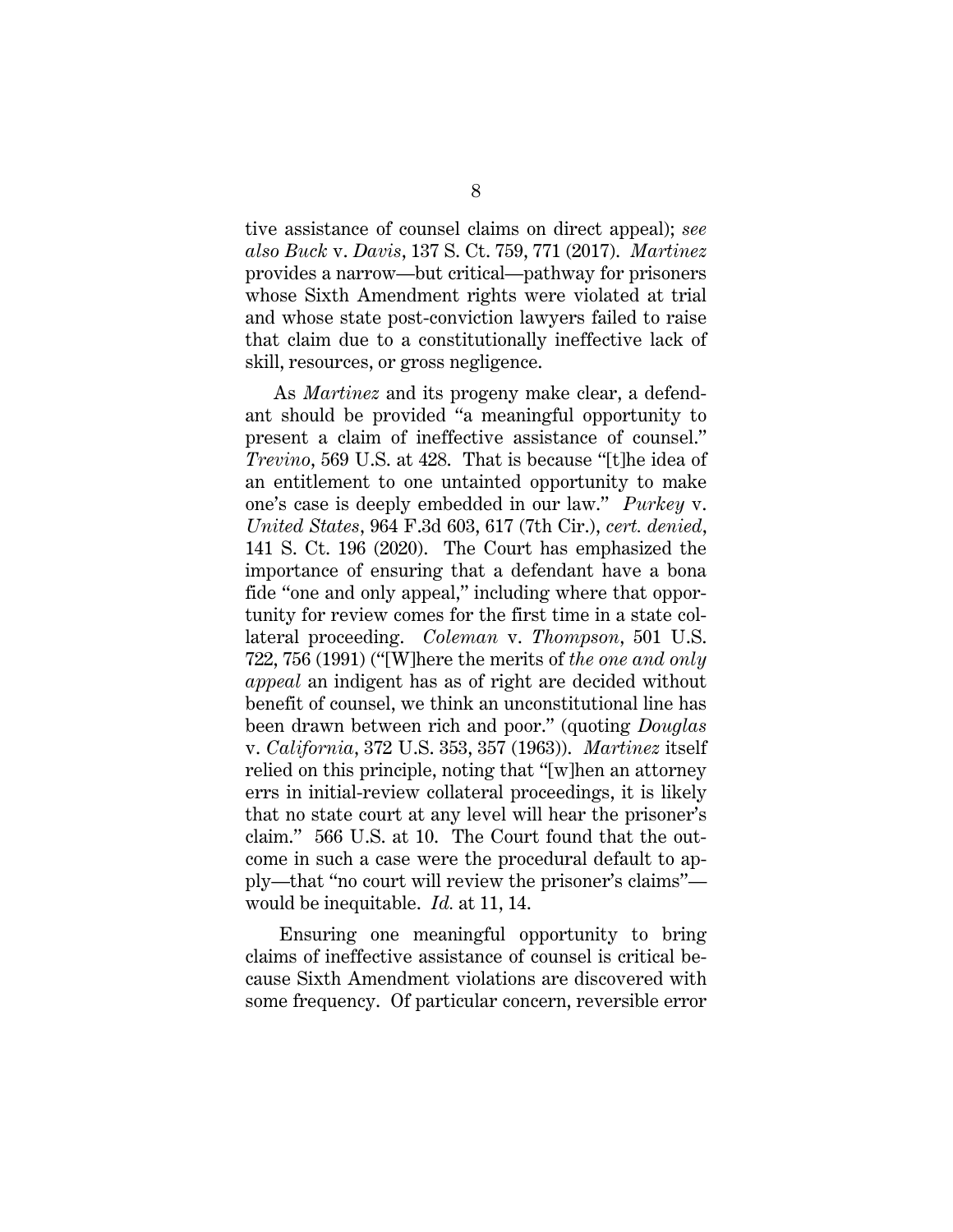tive assistance of counsel claims on direct appeal); *see also Buck* v. *Davis*, 137 S. Ct. 759, 771 (2017). *Martinez* provides a narrow—but critical—pathway for prisoners whose Sixth Amendment rights were violated at trial and whose state post-conviction lawyers failed to raise that claim due to a constitutionally ineffective lack of skill, resources, or gross negligence.

As *Martinez* and its progeny make clear, a defendant should be provided "a meaningful opportunity to present a claim of ineffective assistance of counsel." *Trevino*, 569 U.S. at 428. That is because "[t]he idea of an entitlement to one untainted opportunity to make one's case is deeply embedded in our law." *Purkey* v. *United States*, 964 F.3d 603, 617 (7th Cir.), *cert. denied*, 141 S. Ct. 196 (2020). The Court has emphasized the importance of ensuring that a defendant have a bona fide "one and only appeal," including where that opportunity for review comes for the first time in a state collateral proceeding. *Coleman* v. *Thompson*, 501 U.S. 722, 756 (1991) ("[W]here the merits of *the one and only appeal* an indigent has as of right are decided without benefit of counsel, we think an unconstitutional line has been drawn between rich and poor." (quoting *Douglas* v. *California*, 372 U.S. 353, 357 (1963)). *Martinez* itself relied on this principle, noting that "[w]hen an attorney errs in initial-review collateral proceedings, it is likely that no state court at any level will hear the prisoner's claim." 566 U.S. at 10. The Court found that the outcome in such a case were the procedural default to apply—that "no court will review the prisoner's claims"—would be inequitable. *Id.* at 11, 14.

Ensuring one meaningful opportunity to bring claims of ineffective assistance of counsel is critical because Sixth Amendment violations are discovered with some frequency. Of particular concern, reversible error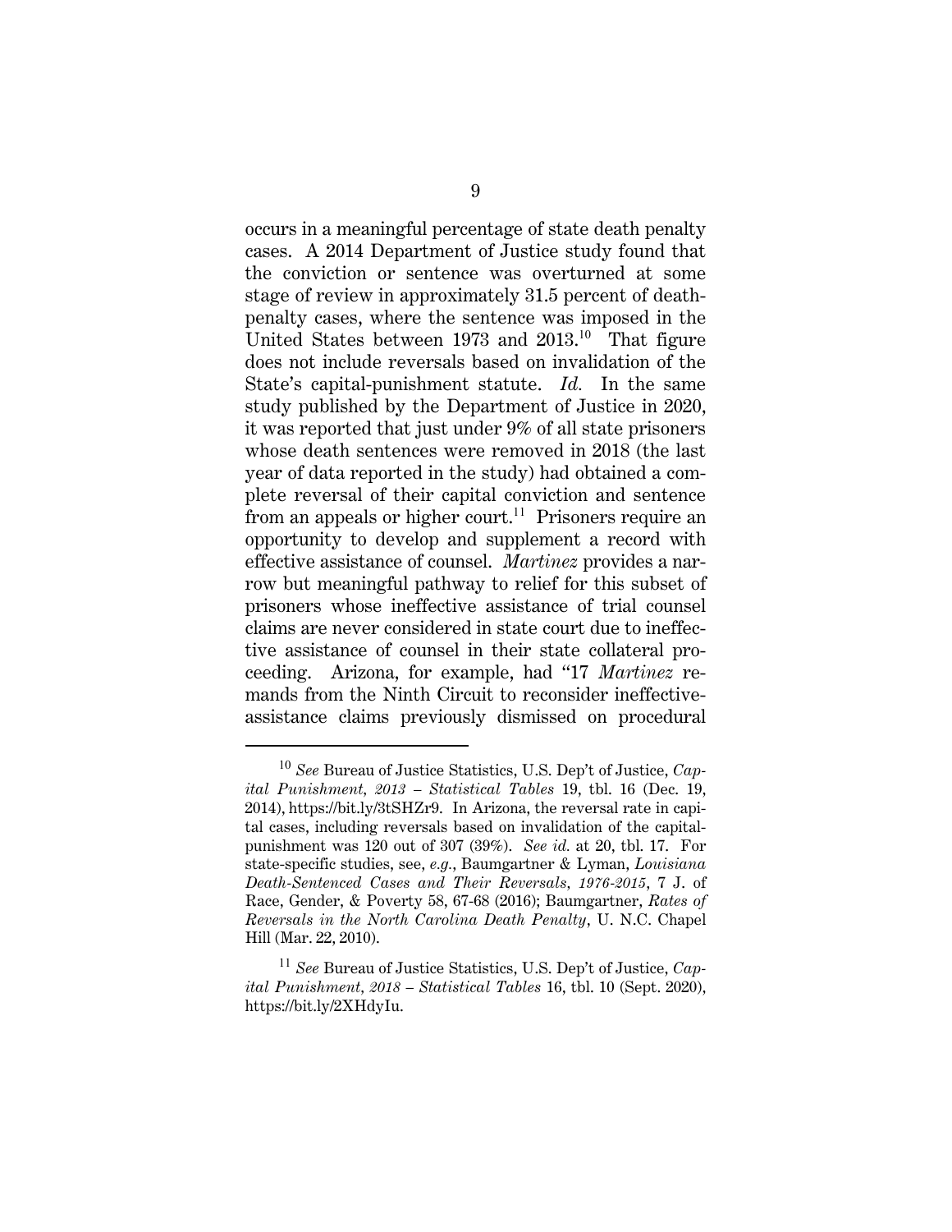occurs in a meaningful percentage of state death penalty cases. A 2014 Department of Justice study found that the conviction or sentence was overturned at some stage of review in approximately 31.5 percent of death-penalty cases, where the sentence was imposed in the United States between 1973 and 2013.[10] That figure does not include reversals based on invalidation of the State's capital-punishment statute. *Id.* In the same study published by the Department of Justice in 2020, it was reported that just under 9% of all state prisoners whose death sentences were removed in 2018 (the last year of data reported in the study) had obtained a complete reversal of their capital conviction and sentence from an appeals or higher court.[11] Prisoners require an opportunity to develop and supplement a record with effective assistance of counsel. *Martinez* provides a narrow but meaningful pathway to relief for this subset of prisoners whose ineffective assistance of trial counsel claims are never considered in state court due to ineffective assistance of counsel in their state collateral proceeding. Arizona, for example, had "17 *Martinez* remands from the Ninth Circuit to reconsider ineffective-assistance claims previously dismissed on procedural

---

[10] *See* Bureau of Justice Statistics, U.S. Dep't of Justice, *Capital Punishment, 2013 – Statistical Tables* 19, tbl. 16 (Dec. 19, 2014), https://bit.ly/3tSHZr9. In Arizona, the reversal rate in capital cases, including reversals based on invalidation of the capital-punishment was 120 out of 307 (39%). *See id.* at 20, tbl. 17. For state-specific studies, see, *e.g.*, Baumgartner & Lyman, *Louisiana Death-Sentenced Cases and Their Reversals, 1976-2015*, 7 J. of Race, Gender, & Poverty 58, 67-68 (2016); Baumgartner, *Rates of Reversals in the North Carolina Death Penalty*, U. N.C. Chapel Hill (Mar. 22, 2010).

[11] *See* Bureau of Justice Statistics, U.S. Dep't of Justice, *Capital Punishment, 2018 – Statistical Tables* 16, tbl. 10 (Sept. 2020), https://bit.ly/2XHdyIu.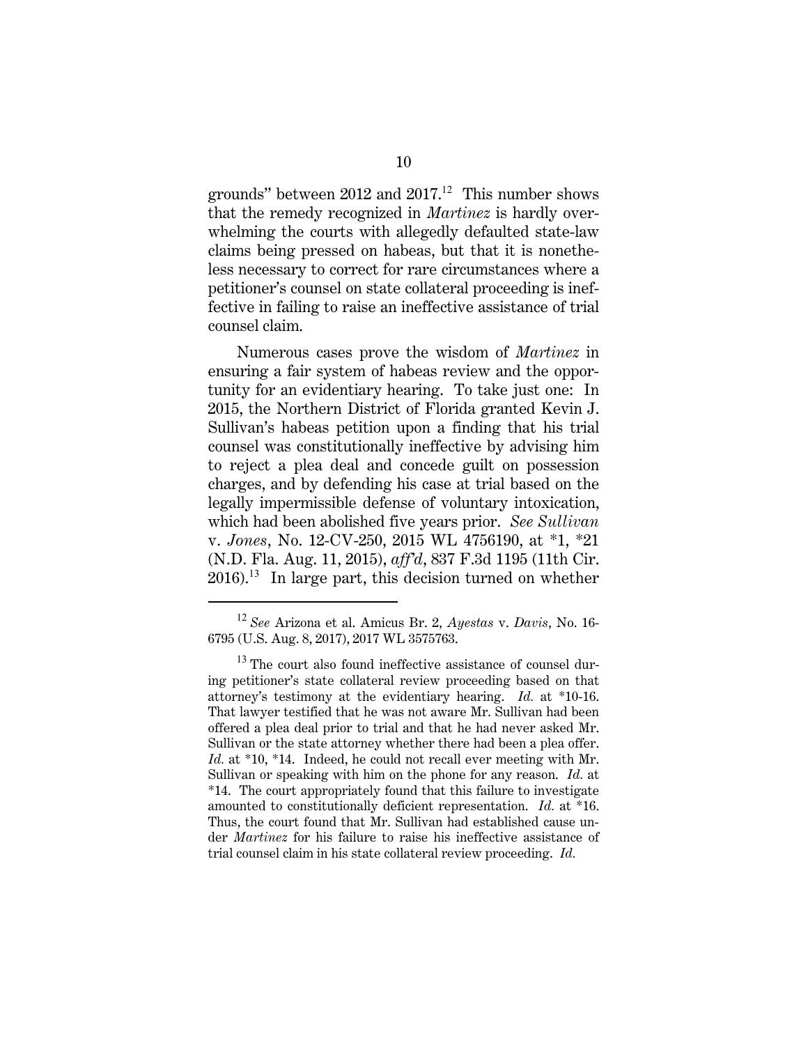grounds" between 2012 and 2017.[12] This number shows that the remedy recognized in *Martinez* is hardly overwhelming the courts with allegedly defaulted state-law claims being pressed on habeas, but that it is nonetheless necessary to correct for rare circumstances where a petitioner's counsel on state collateral proceeding is ineffective in failing to raise an ineffective assistance of trial counsel claim.

Numerous cases prove the wisdom of *Martinez* in ensuring a fair system of habeas review and the opportunity for an evidentiary hearing. To take just one: In 2015, the Northern District of Florida granted Kevin J. Sullivan's habeas petition upon a finding that his trial counsel was constitutionally ineffective by advising him to reject a plea deal and concede guilt on possession charges, and by defending his case at trial based on the legally impermissible defense of voluntary intoxication, which had been abolished five years prior. *See Sullivan* v. *Jones*, No. 12-CV-250, 2015 WL 4756190, at *1, *21 (N.D. Fla. Aug. 11, 2015), *aff'd*, 837 F.3d 1195 (11th Cir. 2016).[13] In large part, this decision turned on whether

---

[12] *See* Arizona et al. Amicus Br. 2, *Ayestas* v. *Davis*, No. 16-6795 (U.S. Aug. 8, 2017), 2017 WL 3575763.

[13] The court also found ineffective assistance of counsel during petitioner's state collateral review proceeding based on that attorney's testimony at the evidentiary hearing. *Id.* at *10-16. That lawyer testified that he was not aware Mr. Sullivan had been offered a plea deal prior to trial and that he had never asked Mr. Sullivan or the state attorney whether there had been a plea offer. *Id.* at *10, *14. Indeed, he could not recall ever meeting with Mr. Sullivan or speaking with him on the phone for any reason. *Id.* at *14. The court appropriately found that this failure to investigate amounted to constitutionally deficient representation. *Id.* at *16. Thus, the court found that Mr. Sullivan had established cause under *Martinez* for his failure to raise his ineffective assistance of trial counsel claim in his state collateral review proceeding. *Id.*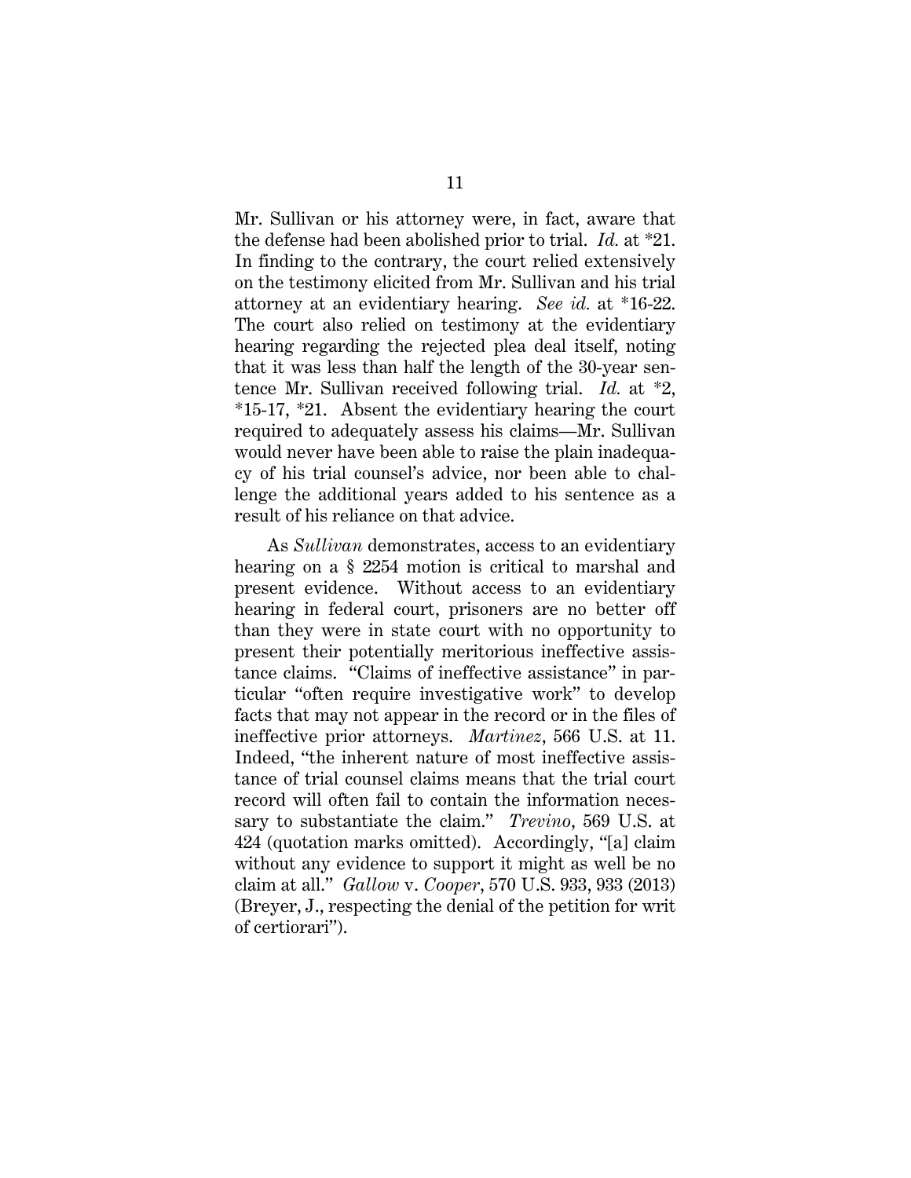Mr. Sullivan or his attorney were, in fact, aware that the defense had been abolished prior to trial. *Id.* at *21. In finding to the contrary, the court relied extensively on the testimony elicited from Mr. Sullivan and his trial attorney at an evidentiary hearing. *See id.* at *16-22. The court also relied on testimony at the evidentiary hearing regarding the rejected plea deal itself, noting that it was less than half the length of the 30-year sentence Mr. Sullivan received following trial. *Id.* at *2, *15-17, *21. Absent the evidentiary hearing the court required to adequately assess his claims—Mr. Sullivan would never have been able to raise the plain inadequacy of his trial counsel's advice, nor been able to challenge the additional years added to his sentence as a result of his reliance on that advice.

As *Sullivan* demonstrates, access to an evidentiary hearing on a § 2254 motion is critical to marshal and present evidence. Without access to an evidentiary hearing in federal court, prisoners are no better off than they were in state court with no opportunity to present their potentially meritorious ineffective assistance claims. "Claims of ineffective assistance" in particular "often require investigative work" to develop facts that may not appear in the record or in the files of ineffective prior attorneys. *Martinez*, 566 U.S. at 11. Indeed, "the inherent nature of most ineffective assistance of trial counsel claims means that the trial court record will often fail to contain the information necessary to substantiate the claim." *Trevino*, 569 U.S. at 424 (quotation marks omitted). Accordingly, "[a] claim without any evidence to support it might as well be no claim at all." *Gallow* v. *Cooper*, 570 U.S. 933, 933 (2013) (Breyer, J., respecting the denial of the petition for writ of certiorari").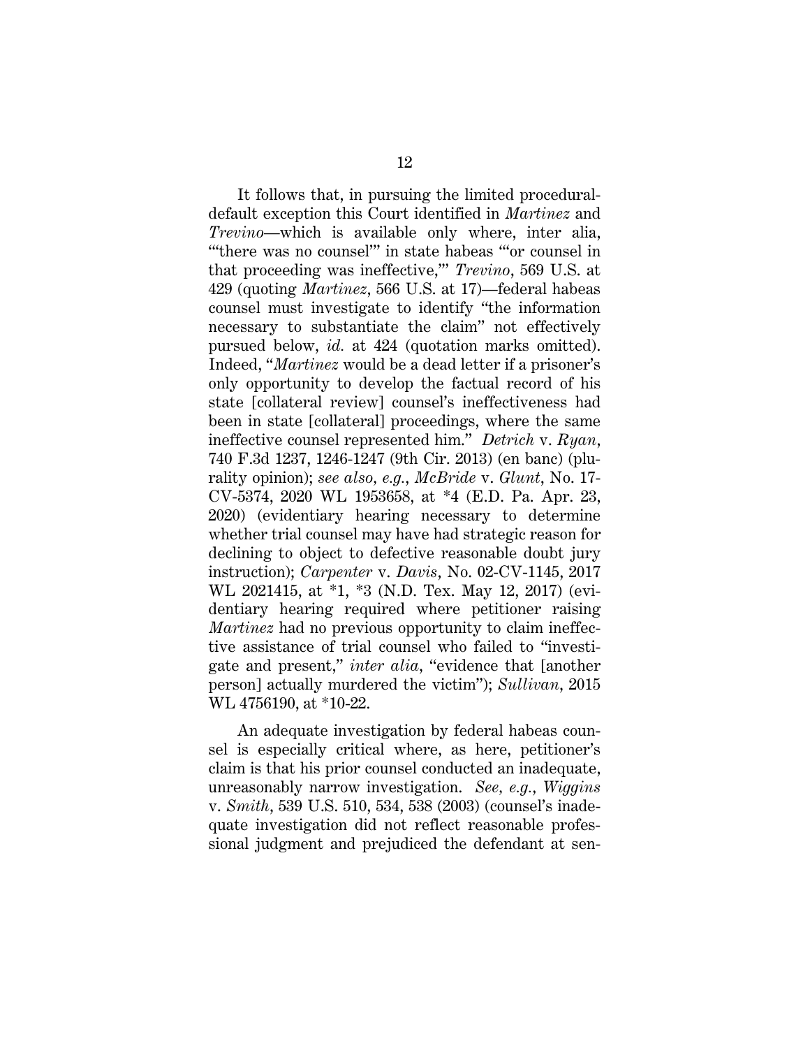It follows that, in pursuing the limited procedural-default exception this Court identified in *Martinez* and *Trevino*—which is available only where, inter alia, "'there was no counsel'" in state habeas "'or counsel in that proceeding was ineffective,'" *Trevino*, 569 U.S. at 429 (quoting *Martinez*, 566 U.S. at 17)—federal habeas counsel must investigate to identify "the information necessary to substantiate the claim" not effectively pursued below, *id.* at 424 (quotation marks omitted). Indeed, "*Martinez* would be a dead letter if a prisoner's only opportunity to develop the factual record of his state [collateral review] counsel's ineffectiveness had been in state [collateral] proceedings, where the same ineffective counsel represented him." *Detrich* v. *Ryan*, 740 F.3d 1237, 1246-1247 (9th Cir. 2013) (en banc) (plurality opinion); *see also, e.g.*, *McBride* v. *Glunt*, No. 17-CV-5374, 2020 WL 1953658, at *4 (E.D. Pa. Apr. 23, 2020) (evidentiary hearing necessary to determine whether trial counsel may have had strategic reason for declining to object to defective reasonable doubt jury instruction); *Carpenter* v. *Davis*, No. 02-CV-1145, 2017 WL 2021415, at *1, *3 (N.D. Tex. May 12, 2017) (evidentiary hearing required where petitioner raising *Martinez* had no previous opportunity to claim ineffective assistance of trial counsel who failed to "investigate and present," *inter alia*, "evidence that [another person] actually murdered the victim"); *Sullivan*, 2015 WL 4756190, at *10-22.

An adequate investigation by federal habeas counsel is especially critical where, as here, petitioner's claim is that his prior counsel conducted an inadequate, unreasonably narrow investigation. *See, e.g.*, *Wiggins* v. *Smith*, 539 U.S. 510, 534, 538 (2003) (counsel's inadequate investigation did not reflect reasonable professional judgment and prejudiced the defendant at sen-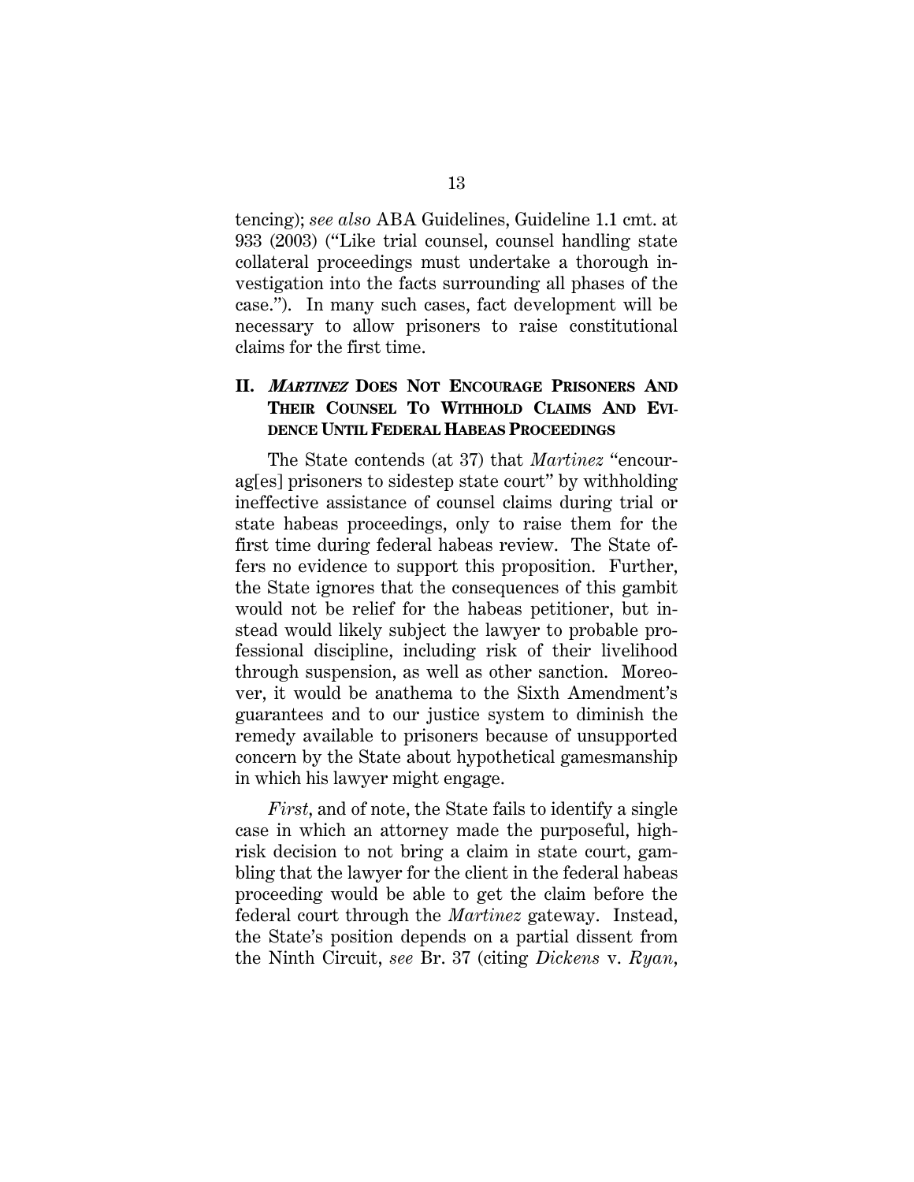tencing); *see also* ABA Guidelines, Guideline 1.1 cmt. at 933 (2003) ("Like trial counsel, counsel handling state collateral proceedings must undertake a thorough investigation into the facts surrounding all phases of the case."). In many such cases, fact development will be necessary to allow prisoners to raise constitutional claims for the first time.

## II. *MARTINEZ* DOES NOT ENCOURAGE PRISONERS AND THEIR COUNSEL TO WITHHOLD CLAIMS AND EVIDENCE UNTIL FEDERAL HABEAS PROCEEDINGS

The State contends (at 37) that *Martinez* "encourag[es] prisoners to sidestep state court" by withholding ineffective assistance of counsel claims during trial or state habeas proceedings, only to raise them for the first time during federal habeas review. The State offers no evidence to support this proposition. Further, the State ignores that the consequences of this gambit would not be relief for the habeas petitioner, but instead would likely subject the lawyer to probable professional discipline, including risk of their livelihood through suspension, as well as other sanction. Moreover, it would be anathema to the Sixth Amendment's guarantees and to our justice system to diminish the remedy available to prisoners because of unsupported concern by the State about hypothetical gamesmanship in which his lawyer might engage.

*First*, and of note, the State fails to identify a single case in which an attorney made the purposeful, high-risk decision to not bring a claim in state court, gambling that the lawyer for the client in the federal habeas proceeding would be able to get the claim before the federal court through the *Martinez* gateway. Instead, the State's position depends on a partial dissent from the Ninth Circuit, *see* Br. 37 (citing *Dickens* v. *Ryan*,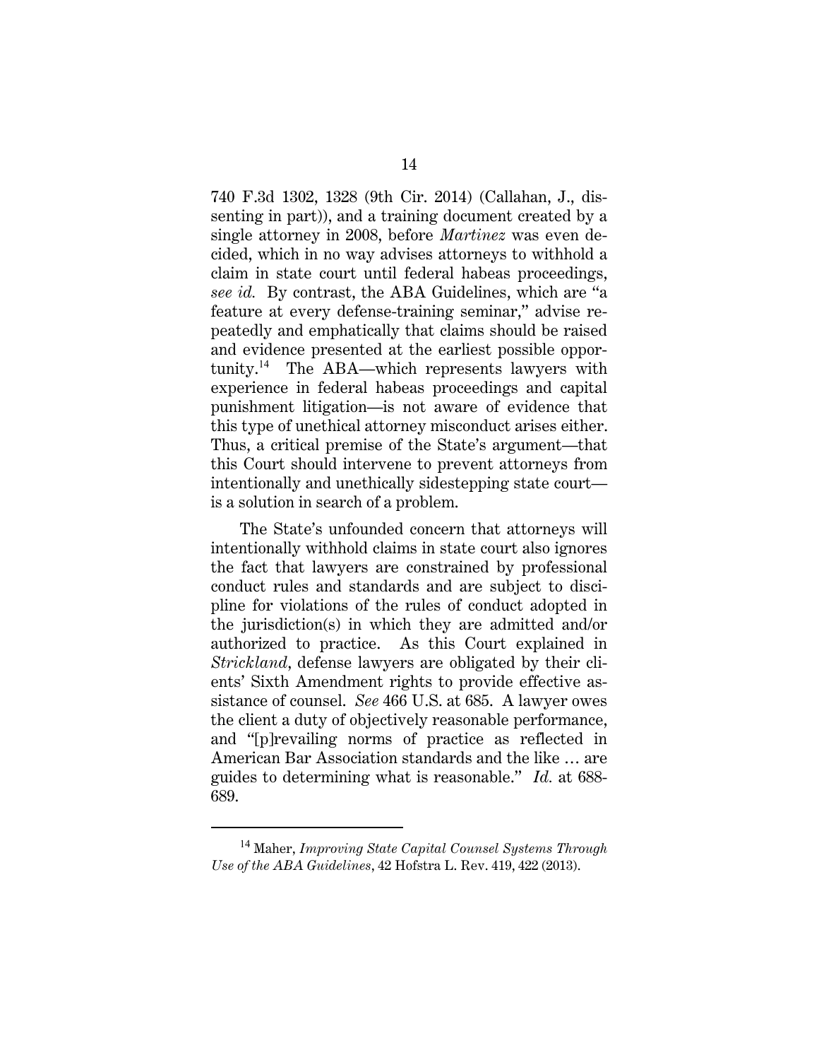740 F.3d 1302, 1328 (9th Cir. 2014) (Callahan, J., dissenting in part)), and a training document created by a single attorney in 2008, before *Martinez* was even decided, which in no way advises attorneys to withhold a claim in state court until federal habeas proceedings, *see id.* By contrast, the ABA Guidelines, which are "a feature at every defense-training seminar," advise repeatedly and emphatically that claims should be raised and evidence presented at the earliest possible opportunity.[14] The ABA—which represents lawyers with experience in federal habeas proceedings and capital punishment litigation—is not aware of evidence that this type of unethical attorney misconduct arises either. Thus, a critical premise of the State's argument—that this Court should intervene to prevent attorneys from intentionally and unethically sidestepping state court—is a solution in search of a problem.

The State's unfounded concern that attorneys will intentionally withhold claims in state court also ignores the fact that lawyers are constrained by professional conduct rules and standards and are subject to discipline for violations of the rules of conduct adopted in the jurisdiction(s) in which they are admitted and/or authorized to practice. As this Court explained in *Strickland*, defense lawyers are obligated by their clients' Sixth Amendment rights to provide effective assistance of counsel. *See* 466 U.S. at 685. A lawyer owes the client a duty of objectively reasonable performance, and "[p]revailing norms of practice as reflected in American Bar Association standards and the like … are guides to determining what is reasonable." *Id.* at 688-689.

---

[14] Maher, *Improving State Capital Counsel Systems Through Use of the ABA Guidelines*, 42 Hofstra L. Rev. 419, 422 (2013).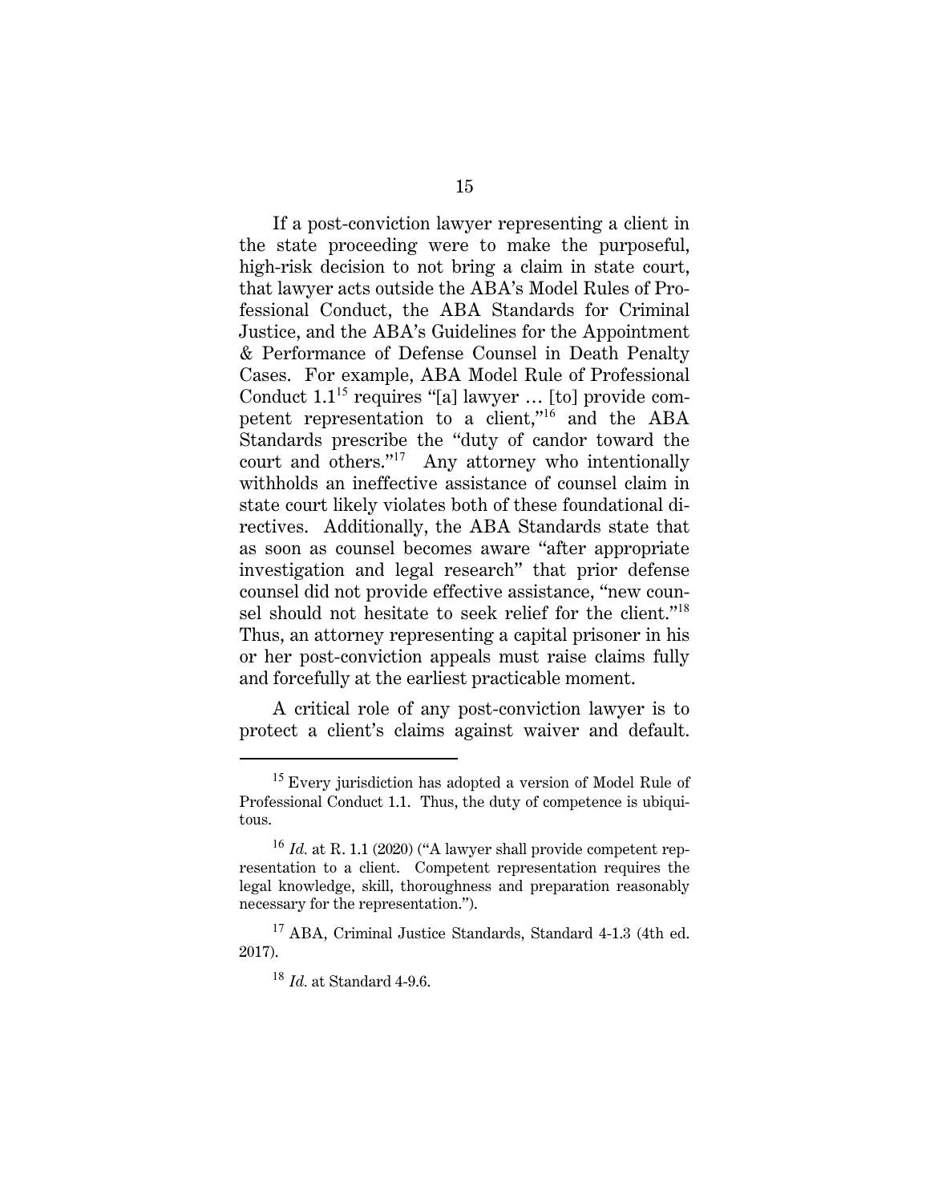If a post-conviction lawyer representing a client in the state proceeding were to make the purposeful, high-risk decision to not bring a claim in state court, that lawyer acts outside the ABA's Model Rules of Professional Conduct, the ABA Standards for Criminal Justice, and the ABA's Guidelines for the Appointment & Performance of Defense Counsel in Death Penalty Cases. For example, ABA Model Rule of Professional Conduct 1.1[15] requires "[a] lawyer … [to] provide competent representation to a client,"[16] and the ABA Standards prescribe the "duty of candor toward the court and others."[17] Any attorney who intentionally withholds an ineffective assistance of counsel claim in state court likely violates both of these foundational directives. Additionally, the ABA Standards state that as soon as counsel becomes aware "after appropriate investigation and legal research" that prior defense counsel did not provide effective assistance, "new counsel should not hesitate to seek relief for the client."[18] Thus, an attorney representing a capital prisoner in his or her post-conviction appeals must raise claims fully and forcefully at the earliest practicable moment.

A critical role of any post-conviction lawyer is to protect a client's claims against waiver and default.

---

[15] Every jurisdiction has adopted a version of Model Rule of Professional Conduct 1.1. Thus, the duty of competence is ubiquitous.

[16] *Id.* at R. 1.1 (2020) ("A lawyer shall provide competent representation to a client. Competent representation requires the legal knowledge, skill, thoroughness and preparation reasonably necessary for the representation.").

[17] ABA, Criminal Justice Standards, Standard 4-1.3 (4th ed. 2017).

[18] *Id.* at Standard 4-9.6.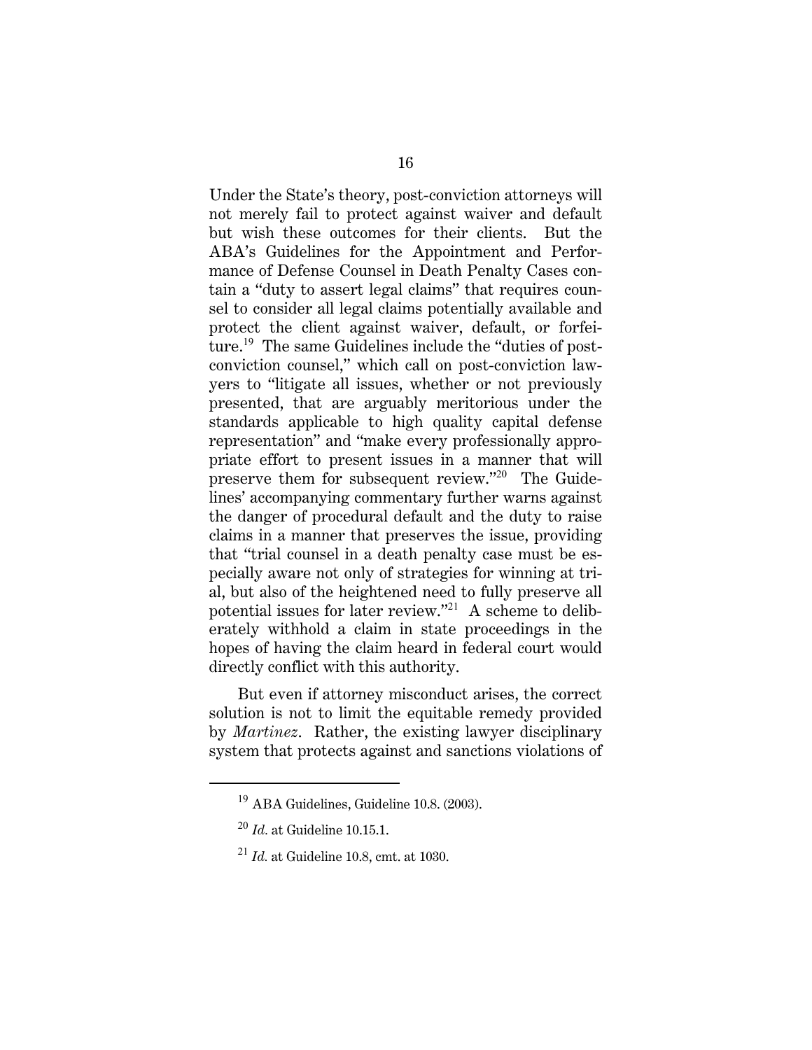Under the State's theory, post-conviction attorneys will not merely fail to protect against waiver and default but wish these outcomes for their clients. But the ABA's Guidelines for the Appointment and Performance of Defense Counsel in Death Penalty Cases contain a "duty to assert legal claims" that requires counsel to consider all legal claims potentially available and protect the client against waiver, default, or forfeiture.[19] The same Guidelines include the "duties of post-conviction counsel," which call on post-conviction lawyers to "litigate all issues, whether or not previously presented, that are arguably meritorious under the standards applicable to high quality capital defense representation" and "make every professionally appropriate effort to present issues in a manner that will preserve them for subsequent review."[20] The Guidelines' accompanying commentary further warns against the danger of procedural default and the duty to raise claims in a manner that preserves the issue, providing that "trial counsel in a death penalty case must be especially aware not only of strategies for winning at trial, but also of the heightened need to fully preserve all potential issues for later review."[21] A scheme to deliberately withhold a claim in state proceedings in the hopes of having the claim heard in federal court would directly conflict with this authority.

But even if attorney misconduct arises, the correct solution is not to limit the equitable remedy provided by *Martinez*. Rather, the existing lawyer disciplinary system that protects against and sanctions violations of

---

[19] ABA Guidelines, Guideline 10.8. (2003).

[20] *Id.* at Guideline 10.15.1.

[21] *Id.* at Guideline 10.8, cmt. at 1030.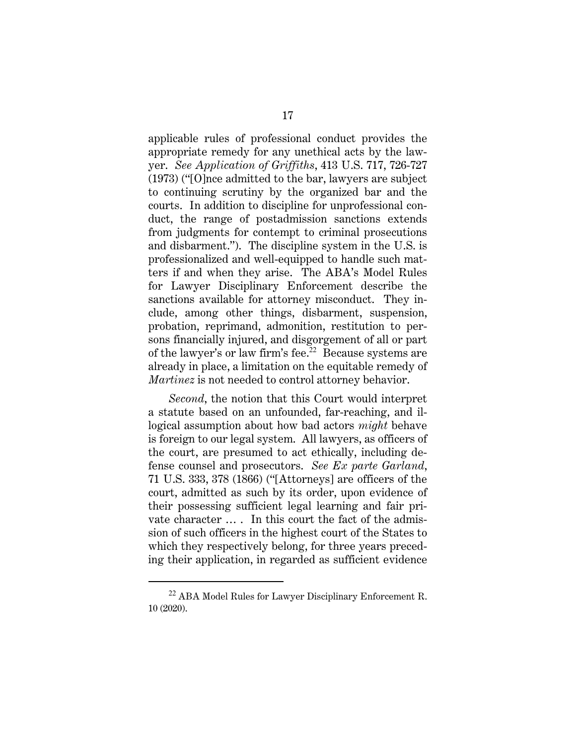applicable rules of professional conduct provides the appropriate remedy for any unethical acts by the lawyer. *See Application of Griffiths*, 413 U.S. 717, 726-727 (1973) ("[O]nce admitted to the bar, lawyers are subject to continuing scrutiny by the organized bar and the courts. In addition to discipline for unprofessional conduct, the range of postadmission sanctions extends from judgments for contempt to criminal prosecutions and disbarment."). The discipline system in the U.S. is professionalized and well-equipped to handle such matters if and when they arise. The ABA's Model Rules for Lawyer Disciplinary Enforcement describe the sanctions available for attorney misconduct. They include, among other things, disbarment, suspension, probation, reprimand, admonition, restitution to persons financially injured, and disgorgement of all or part of the lawyer's or law firm's fee.[22] Because systems are already in place, a limitation on the equitable remedy of *Martinez* is not needed to control attorney behavior.

*Second*, the notion that this Court would interpret a statute based on an unfounded, far-reaching, and illogical assumption about how bad actors *might* behave is foreign to our legal system. All lawyers, as officers of the court, are presumed to act ethically, including defense counsel and prosecutors. *See Ex parte Garland*, 71 U.S. 333, 378 (1866) ("[Attorneys] are officers of the court, admitted as such by its order, upon evidence of their possessing sufficient legal learning and fair private character … . In this court the fact of the admission of such officers in the highest court of the States to which they respectively belong, for three years preceding their application, in regarded as sufficient evidence

---

[22] ABA Model Rules for Lawyer Disciplinary Enforcement R. 10 (2020).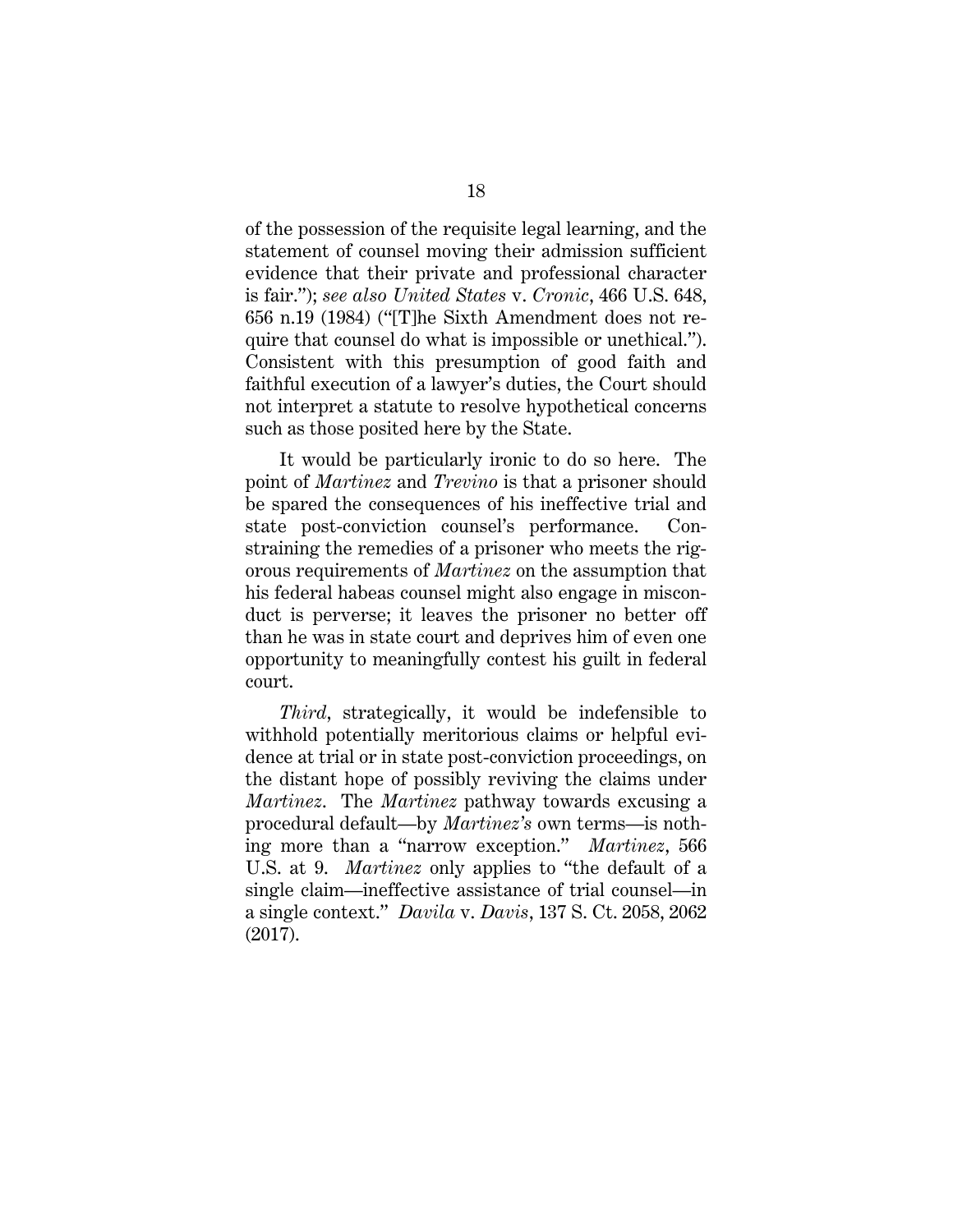of the possession of the requisite legal learning, and the statement of counsel moving their admission sufficient evidence that their private and professional character is fair."); *see also United States* v. *Cronic*, 466 U.S. 648, 656 n.19 (1984) ("[T]he Sixth Amendment does not require that counsel do what is impossible or unethical."). Consistent with this presumption of good faith and faithful execution of a lawyer's duties, the Court should not interpret a statute to resolve hypothetical concerns such as those posited here by the State.

It would be particularly ironic to do so here. The point of *Martinez* and *Trevino* is that a prisoner should be spared the consequences of his ineffective trial and state post-conviction counsel's performance. Constraining the remedies of a prisoner who meets the rigorous requirements of *Martinez* on the assumption that his federal habeas counsel might also engage in misconduct is perverse; it leaves the prisoner no better off than he was in state court and deprives him of even one opportunity to meaningfully contest his guilt in federal court.

*Third*, strategically, it would be indefensible to withhold potentially meritorious claims or helpful evidence at trial or in state post-conviction proceedings, on the distant hope of possibly reviving the claims under *Martinez*. The *Martinez* pathway towards excusing a procedural default—by *Martinez's* own terms—is nothing more than a "narrow exception." *Martinez*, 566 U.S. at 9. *Martinez* only applies to "the default of a single claim—ineffective assistance of trial counsel—in a single context." *Davila* v. *Davis*, 137 S. Ct. 2058, 2062 (2017).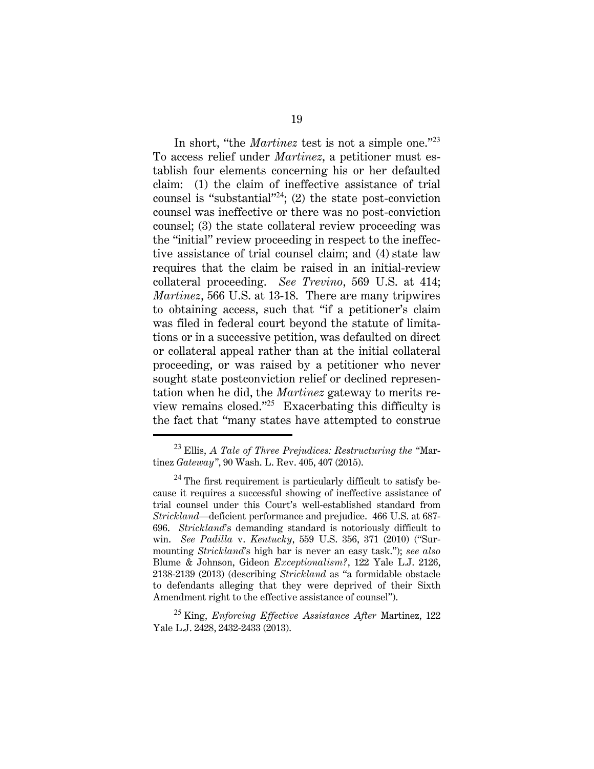In short, "the *Martinez* test is not a simple one."[23] To access relief under *Martinez*, a petitioner must establish four elements concerning his or her defaulted claim: (1) the claim of ineffective assistance of trial counsel is "substantial"[24]; (2) the state post-conviction counsel was ineffective or there was no post-conviction counsel; (3) the state collateral review proceeding was the "initial" review proceeding in respect to the ineffective assistance of trial counsel claim; and (4) state law requires that the claim be raised in an initial-review collateral proceeding. *See Trevino*, 569 U.S. at 414; *Martinez*, 566 U.S. at 13-18. There are many tripwires to obtaining access, such that "if a petitioner's claim was filed in federal court beyond the statute of limitations or in a successive petition, was defaulted on direct or collateral appeal rather than at the initial collateral proceeding, or was raised by a petitioner who never sought state postconviction relief or declined representation when he did, the *Martinez* gateway to merits review remains closed."[25] Exacerbating this difficulty is the fact that "many states have attempted to construe

---

[23] Ellis, *A Tale of Three Prejudices: Restructuring the "*Martinez *Gateway"*, 90 Wash. L. Rev. 405, 407 (2015).

[24] The first requirement is particularly difficult to satisfy because it requires a successful showing of ineffective assistance of trial counsel under this Court's well-established standard from *Strickland*—deficient performance and prejudice. 466 U.S. at 687-696. *Strickland*'s demanding standard is notoriously difficult to win. *See Padilla* v. *Kentucky*, 559 U.S. 356, 371 (2010) ("Surmounting *Strickland*'s high bar is never an easy task."); *see also* Blume & Johnson, Gideon *Exceptionalism?*, 122 Yale L.J. 2126, 2138-2139 (2013) (describing *Strickland* as "a formidable obstacle to defendants alleging that they were deprived of their Sixth Amendment right to the effective assistance of counsel").

[25] King, *Enforcing Effective Assistance After* Martinez, 122 Yale L.J. 2428, 2432-2433 (2013).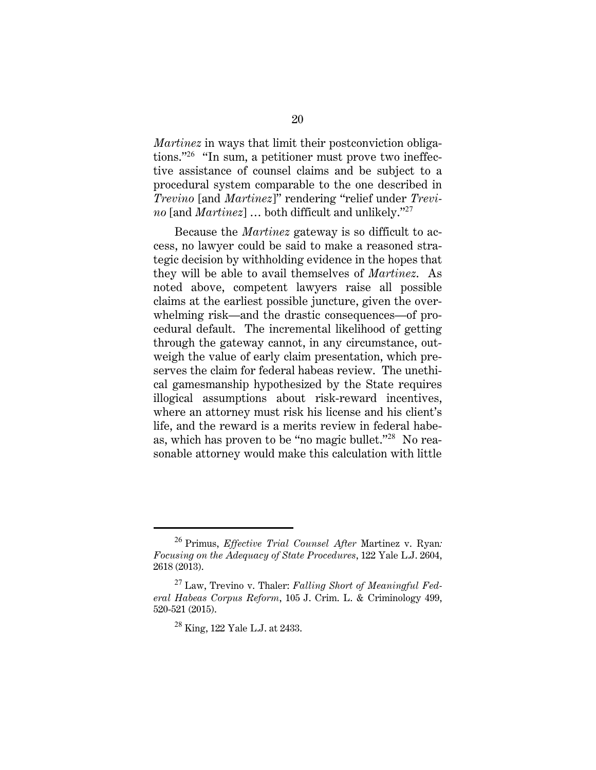*Martinez* in ways that limit their postconviction obligations."[26] "In sum, a petitioner must prove two ineffective assistance of counsel claims and be subject to a procedural system comparable to the one described in *Trevino* [and *Martinez*]" rendering "relief under *Trevino* [and *Martinez*] … both difficult and unlikely."[27]

Because the *Martinez* gateway is so difficult to access, no lawyer could be said to make a reasoned strategic decision by withholding evidence in the hopes that they will be able to avail themselves of *Martinez*. As noted above, competent lawyers raise all possible claims at the earliest possible juncture, given the overwhelming risk—and the drastic consequences—of procedural default. The incremental likelihood of getting through the gateway cannot, in any circumstance, outweigh the value of early claim presentation, which preserves the claim for federal habeas review. The unethical gamesmanship hypothesized by the State requires illogical assumptions about risk-reward incentives, where an attorney must risk his license and his client's life, and the reward is a merits review in federal habeas, which has proven to be "no magic bullet."[28] No reasonable attorney would make this calculation with little

---

[26] Primus, *Effective Trial Counsel After* Martinez v. Ryan*: Focusing on the Adequacy of State Procedures*, 122 Yale L.J. 2604, 2618 (2013).

[27] Law, Trevino v. Thaler: *Falling Short of Meaningful Federal Habeas Corpus Reform*, 105 J. Crim. L. & Criminology 499, 520-521 (2015).

[28] King, 122 Yale L.J. at 2433.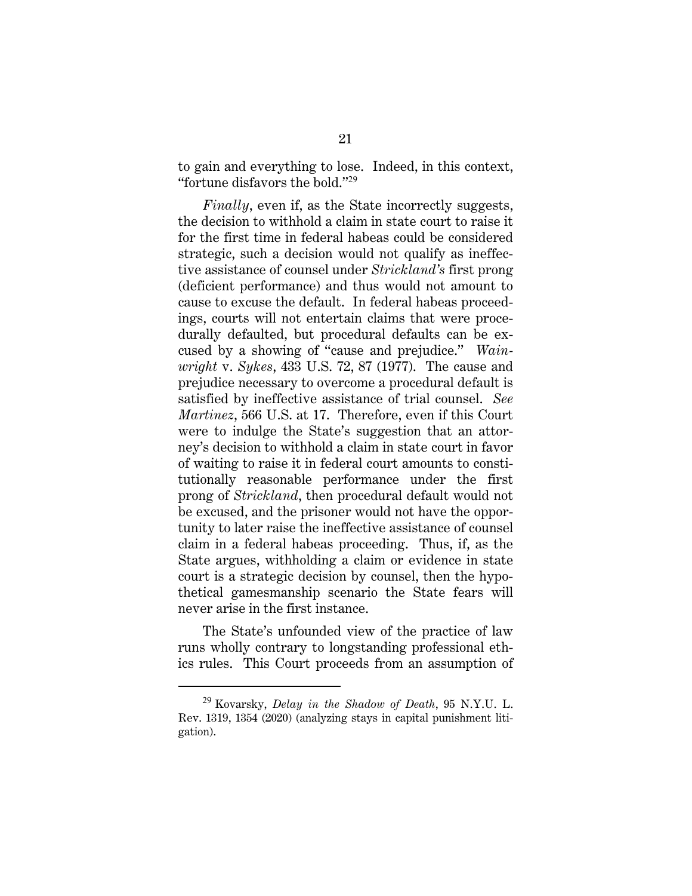to gain and everything to lose. Indeed, in this context, "fortune disfavors the bold."[29]

*Finally*, even if, as the State incorrectly suggests, the decision to withhold a claim in state court to raise it for the first time in federal habeas could be considered strategic, such a decision would not qualify as ineffective assistance of counsel under *Strickland's* first prong (deficient performance) and thus would not amount to cause to excuse the default. In federal habeas proceedings, courts will not entertain claims that were procedurally defaulted, but procedural defaults can be excused by a showing of "cause and prejudice." *Wainwright* v. *Sykes*, 433 U.S. 72, 87 (1977). The cause and prejudice necessary to overcome a procedural default is satisfied by ineffective assistance of trial counsel. *See Martinez*, 566 U.S. at 17. Therefore, even if this Court were to indulge the State's suggestion that an attorney's decision to withhold a claim in state court in favor of waiting to raise it in federal court amounts to constitutionally reasonable performance under the first prong of *Strickland*, then procedural default would not be excused, and the prisoner would not have the opportunity to later raise the ineffective assistance of counsel claim in a federal habeas proceeding. Thus, if, as the State argues, withholding a claim or evidence in state court is a strategic decision by counsel, then the hypothetical gamesmanship scenario the State fears will never arise in the first instance.

The State's unfounded view of the practice of law runs wholly contrary to longstanding professional ethics rules. This Court proceeds from an assumption of

---

[29] Kovarsky, *Delay in the Shadow of Death*, 95 N.Y.U. L. Rev. 1319, 1354 (2020) (analyzing stays in capital punishment litigation).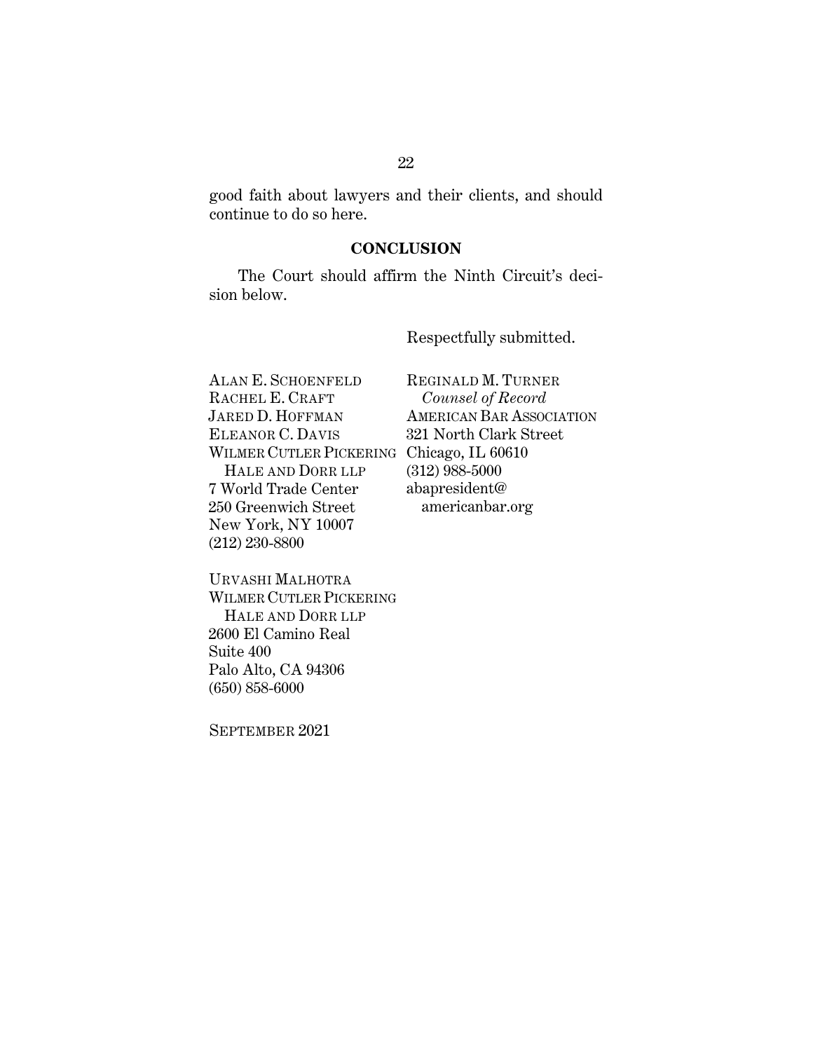good faith about lawyers and their clients, and should continue to do so here.

## CONCLUSION

The Court should affirm the Ninth Circuit's decision below.

Respectfully submitted.

REGINALD M. TURNER
*Counsel of Record*
AMERICAN BAR ASSOCIATION
321 North Clark Street
Chicago, IL 60610
(312) 988-5000
abapresident@americanbar.org

ALAN E. SCHOENFELD
RACHEL E. CRAFT
JARED D. HOFFMAN
ELEANOR C. DAVIS
WILMER CUTLER PICKERING HALE AND DORR LLP
7 World Trade Center
250 Greenwich Street
New York, NY 10007
(212) 230-8800

URVASHI MALHOTRA
WILMER CUTLER PICKERING HALE AND DORR LLP
2600 El Camino Real
Suite 400
Palo Alto, CA 94306
(650) 858-6000

SEPTEMBER 2021